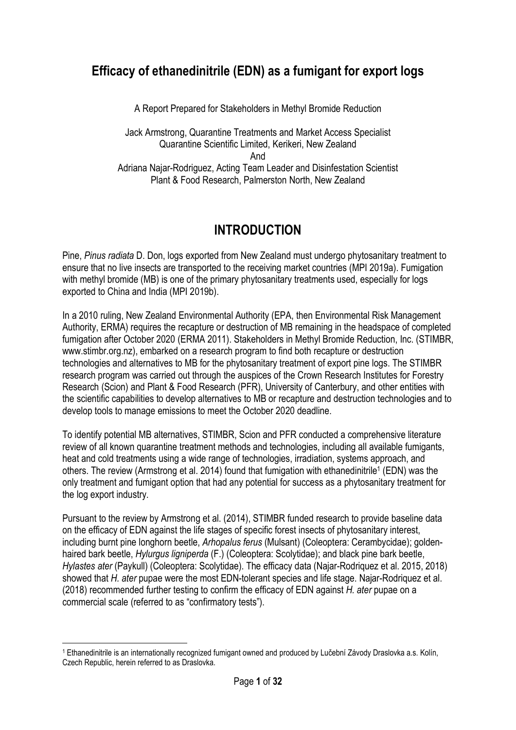# Efficacy of ethanedinitrile (EDN) as a fumigant for export logs

A Report Prepared for Stakeholders in Methyl Bromide Reduction

Jack Armstrong, Quarantine Treatments and Market Access Specialist
Quarantine Scientific Limited, Kerikeri, New Zealand
And
Adriana Najar-Rodriguez, Acting Team Leader and Disinfestation Scientist
Plant & Food Research, Palmerston North, New Zealand

## INTRODUCTION

Pine, *Pinus radiata* D. Don, logs exported from New Zealand must undergo phytosanitary treatment to ensure that no live insects are transported to the receiving market countries (MPI 2019a). Fumigation with methyl bromide (MB) is one of the primary phytosanitary treatments used, especially for logs exported to China and India (MPI 2019b).

In a 2010 ruling, New Zealand Environmental Authority (EPA, then Environmental Risk Management Authority, ERMA) requires the recapture or destruction of MB remaining in the headspace of completed fumigation after October 2020 (ERMA 2011). Stakeholders in Methyl Bromide Reduction, Inc. (STIMBR, www.stimbr.org.nz), embarked on a research program to find both recapture or destruction technologies and alternatives to MB for the phytosanitary treatment of export pine logs. The STIMBR research program was carried out through the auspices of the Crown Research Institutes for Forestry Research (Scion) and Plant & Food Research (PFR), University of Canterbury, and other entities with the scientific capabilities to develop alternatives to MB or recapture and destruction technologies and to develop tools to manage emissions to meet the October 2020 deadline.

To identify potential MB alternatives, STIMBR, Scion and PFR conducted a comprehensive literature review of all known quarantine treatment methods and technologies, including all available fumigants, heat and cold treatments using a wide range of technologies, irradiation, systems approach, and others. The review (Armstrong et al. 2014) found that fumigation with ethanedinitrile[1] (EDN) was the only treatment and fumigant option that had any potential for success as a phytosanitary treatment for the log export industry.

Pursuant to the review by Armstrong et al. (2014), STIMBR funded research to provide baseline data on the efficacy of EDN against the life stages of specific forest insects of phytosanitary interest, including burnt pine longhorn beetle, *Arhopalus ferus* (Mulsant) (Coleoptera: Cerambycidae); golden-haired bark beetle, *Hylurgus ligniperda* (F.) (Coleoptera: Scolytidae); and black pine bark beetle, *Hylastes ater* (Paykull) (Coleoptera: Scolytidae). The efficacy data (Najar-Rodriguez et al. 2015, 2018) showed that *H. ater* pupae were the most EDN-tolerant species and life stage. Najar-Rodriguez et al. (2018) recommended further testing to confirm the efficacy of EDN against *H. ater* pupae on a commercial scale (referred to as "confirmatory tests").

[1] Ethanedinitrile is an internationally recognized fumigant owned and produced by Lučební Závody Draslovka a.s. Kolín, Czech Republic, herein referred to as Draslovka.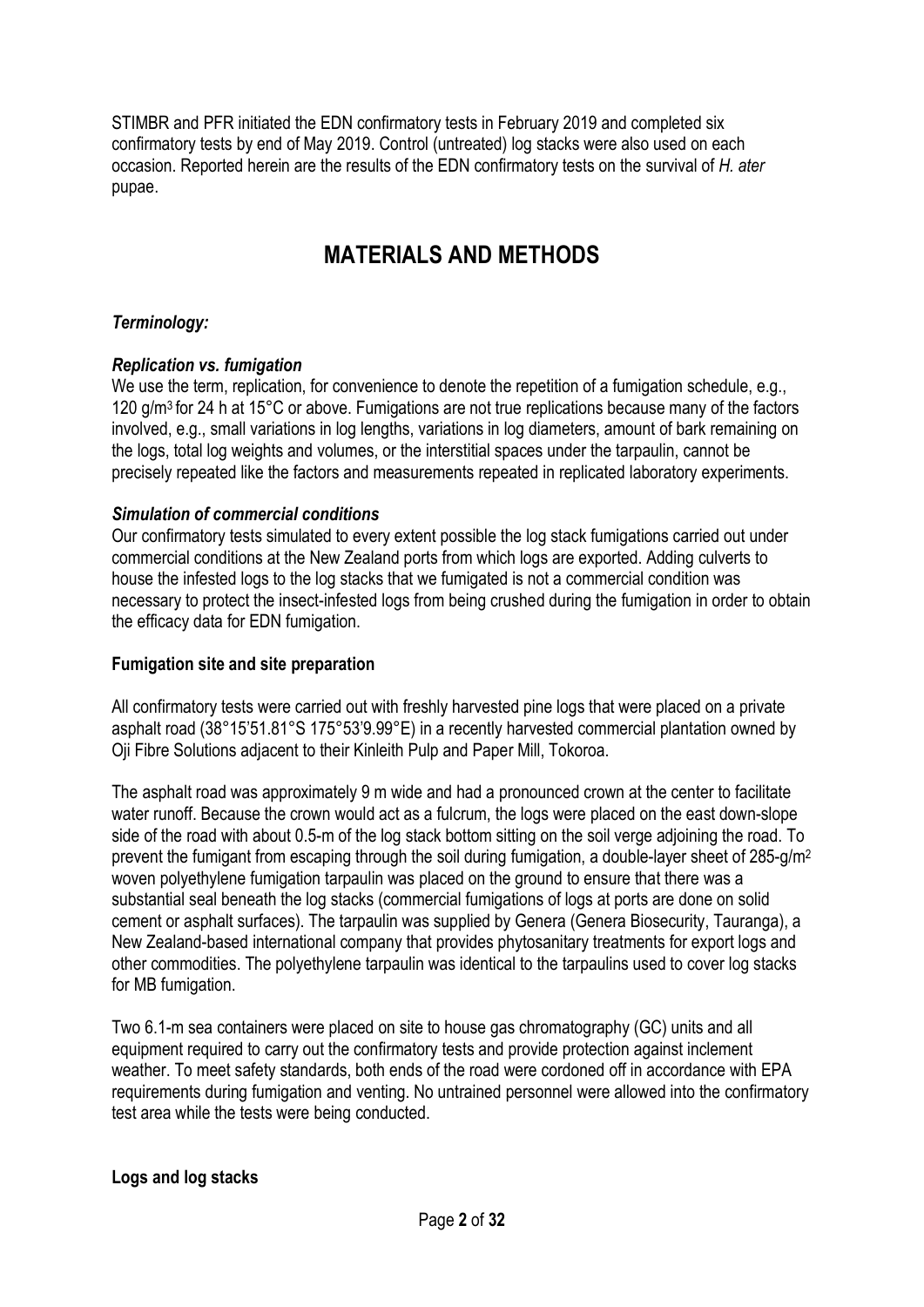STIMBR and PFR initiated the EDN confirmatory tests in February 2019 and completed six confirmatory tests by end of May 2019. Control (untreated) log stacks were also used on each occasion. Reported herein are the results of the EDN confirmatory tests on the survival of *H. ater* pupae.

# MATERIALS AND METHODS

### *Terminology:*

### *Replication vs. fumigation*

We use the term, replication, for convenience to denote the repetition of a fumigation schedule, e.g., 120 $g/m^3$ for 24 h at 15°C or above. Fumigations are not true replications because many of the factors involved, e.g., small variations in log lengths, variations in log diameters, amount of bark remaining on the logs, total log weights and volumes, or the interstitial spaces under the tarpaulin, cannot be precisely repeated like the factors and measurements repeated in replicated laboratory experiments.

### *Simulation of commercial conditions*

Our confirmatory tests simulated to every extent possible the log stack fumigations carried out under commercial conditions at the New Zealand ports from which logs are exported. Adding culverts to house the infested logs to the log stacks that we fumigated is not a commercial condition was necessary to protect the insect-infested logs from being crushed during the fumigation in order to obtain the efficacy data for EDN fumigation.

### **Fumigation site and site preparation**

All confirmatory tests were carried out with freshly harvested pine logs that were placed on a private asphalt road (38°15'51.81"S 175°53'9.99"E) in a recently harvested commercial plantation owned by Oji Fibre Solutions adjacent to their Kinleith Pulp and Paper Mill, Tokoroa.

The asphalt road was approximately 9 m wide and had a pronounced crown at the center to facilitate water runoff. Because the crown would act as a fulcrum, the logs were placed on the east down-slope side of the road with about 0.5-m of the log stack bottom sitting on the soil verge adjoining the road. To prevent the fumigant from escaping through the soil during fumigation, a double-layer sheet of 285-$g/m^2$ woven polyethylene fumigation tarpaulin was placed on the ground to ensure that there was a substantial seal beneath the log stacks (commercial fumigations of logs at ports are done on solid cement or asphalt surfaces). The tarpaulin was supplied by Genera (Genera Biosecurity, Tauranga), a New Zealand-based international company that provides phytosanitary treatments for export logs and other commodities. The polyethylene tarpaulin was identical to the tarpaulins used to cover log stacks for MB fumigation.

Two 6.1-m sea containers were placed on site to house gas chromatography (GC) units and all equipment required to carry out the confirmatory tests and provide protection against inclement weather. To meet safety standards, both ends of the road were cordoned off in accordance with EPA requirements during fumigation and venting. No untrained personnel were allowed into the confirmatory test area while the tests were being conducted.

### **Logs and log stacks**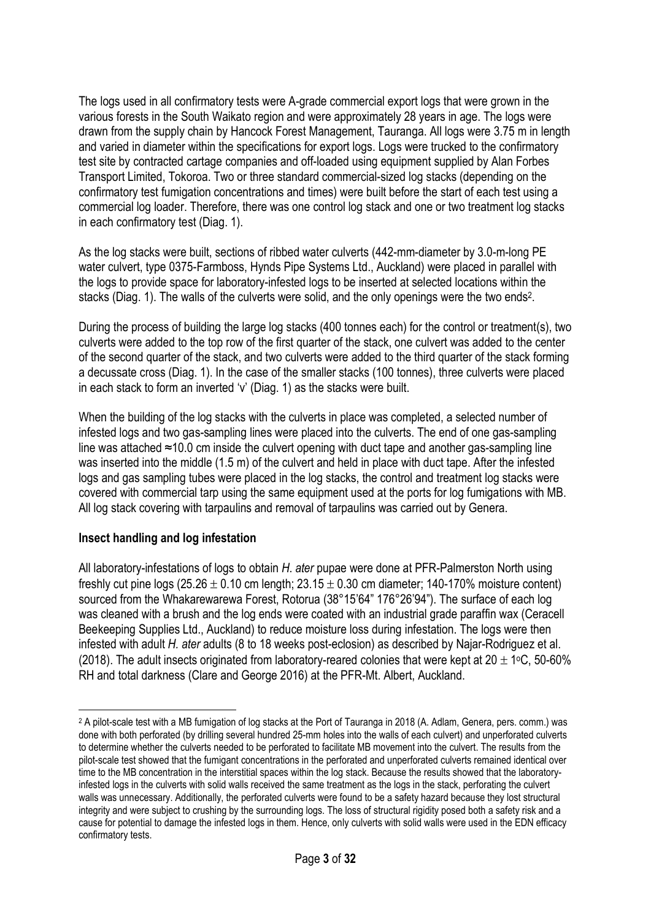The logs used in all confirmatory tests were A-grade commercial export logs that were grown in the various forests in the South Waikato region and were approximately 28 years in age. The logs were drawn from the supply chain by Hancock Forest Management, Tauranga. All logs were 3.75 m in length and varied in diameter within the specifications for export logs. Logs were trucked to the confirmatory test site by contracted cartage companies and off-loaded using equipment supplied by Alan Forbes Transport Limited, Tokoroa. Two or three standard commercial-sized log stacks (depending on the confirmatory test fumigation concentrations and times) were built before the start of each test using a commercial log loader. Therefore, there was one control log stack and one or two treatment log stacks in each confirmatory test (Diag. 1).

As the log stacks were built, sections of ribbed water culverts (442-mm-diameter by 3.0-m-long PE water culvert, type 0375-Farmboss, Hynds Pipe Systems Ltd., Auckland) were placed in parallel with the logs to provide space for laboratory-infested logs to be inserted at selected locations within the stacks (Diag. 1). The walls of the culverts were solid, and the only openings were the two ends[2].

During the process of building the large log stacks (400 tonnes each) for the control or treatment(s), two culverts were added to the top row of the first quarter of the stack, one culvert was added to the center of the second quarter of the stack, and two culverts were added to the third quarter of the stack forming a decussate cross (Diag. 1). In the case of the smaller stacks (100 tonnes), three culverts were placed in each stack to form an inverted 'v' (Diag. 1) as the stacks were built.

When the building of the log stacks with the culverts in place was completed, a selected number of infested logs and two gas-sampling lines were placed into the culverts. The end of one gas-sampling line was attached ≈10.0 cm inside the culvert opening with duct tape and another gas-sampling line was inserted into the middle (1.5 m) of the culvert and held in place with duct tape. After the infested logs and gas sampling tubes were placed in the log stacks, the control and treatment log stacks were covered with commercial tarp using the same equipment used at the ports for log fumigations with MB. All log stack covering with tarpaulins and removal of tarpaulins was carried out by Genera.

## Insect handling and log infestation

All laboratory-infestations of logs to obtain *H. ater* pupae were done at PFR-Palmerston North using freshly cut pine logs ($25.26 \pm 0.10$ cm length; $23.15 \pm 0.30$ cm diameter; 140-170% moisture content) sourced from the Whakarewarewa Forest, Rotorua (38°15'64" 176°26'94"). The surface of each log was cleaned with a brush and the log ends were coated with an industrial grade paraffin wax (Ceracell Beekeeping Supplies Ltd., Auckland) to reduce moisture loss during infestation. The logs were then infested with adult *H. ater* adults (8 to 18 weeks post-eclosion) as described by Najar-Rodriguez et al. (2018). The adult insects originated from laboratory-reared colonies that were kept at $20 \pm 1$°C, 50-60% RH and total darkness (Clare and George 2016) at the PFR-Mt. Albert, Auckland.

---

[2] A pilot-scale test with a MB fumigation of log stacks at the Port of Tauranga in 2018 (A. Adlam, Genera, pers. comm.) was done with both perforated (by drilling several hundred 25-mm holes into the walls of each culvert) and unperforated culverts to determine whether the culverts needed to be perforated to facilitate MB movement into the culvert. The results from the pilot-scale test showed that the fumigant concentrations in the perforated and unperforated culverts remained identical over time to the MB concentration in the interstitial spaces within the log stack. Because the results showed that the laboratory-infested logs in the culverts with solid walls received the same treatment as the logs in the stack, perforating the culvert walls was unnecessary. Additionally, the perforated culverts were found to be a safety hazard because they lost structural integrity and were subject to crushing by the surrounding logs. The loss of structural rigidity posed both a safety risk and a cause for potential to damage the infested logs in them. Hence, only culverts with solid walls were used in the EDN efficacy confirmatory tests.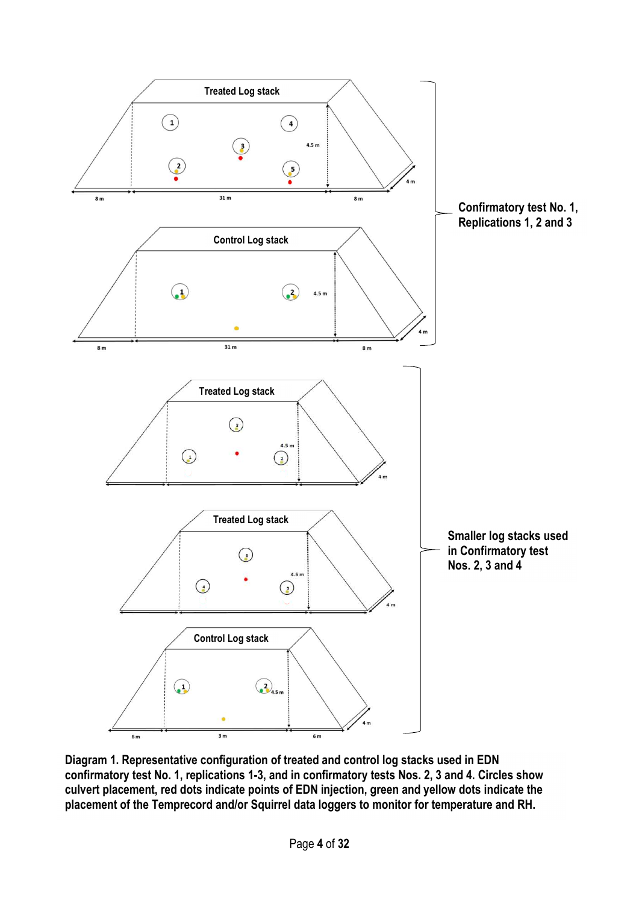Diagram 1. Representative configuration of treated and control log stacks used in EDN confirmatory test No. 1, replications 1-3, and in confirmatory tests Nos. 2, 3 and 4. Circles show culvert placement, red dots indicate points of EDN injection, green and yellow dots indicate the placement of the Temprecord and/or Squirrel data loggers to monitor for temperature and RH.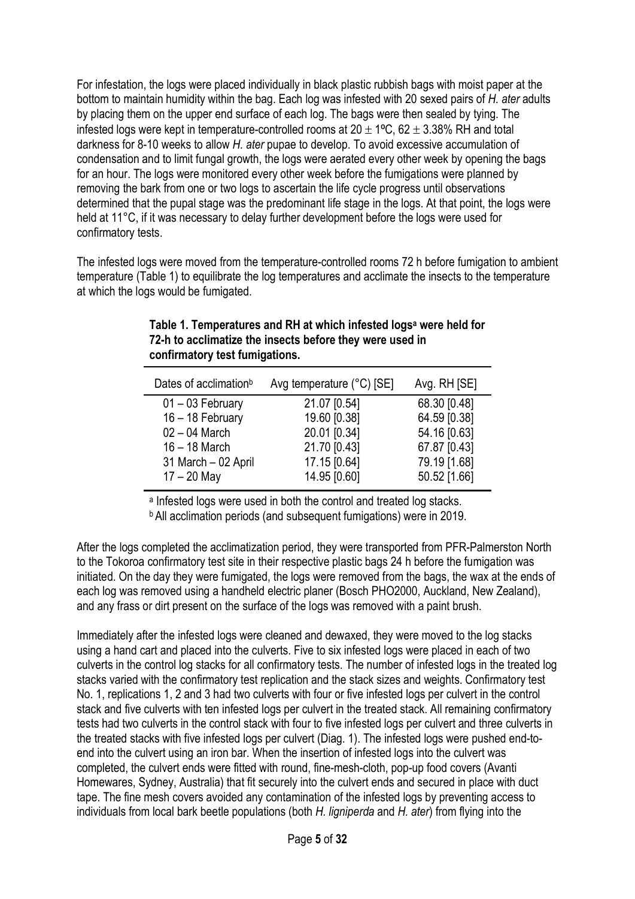For infestation, the logs were placed individually in black plastic rubbish bags with moist paper at the bottom to maintain humidity within the bag. Each log was infested with 20 sexed pairs of *H. ater* adults by placing them on the upper end surface of each log. The bags were then sealed by tying. The infested logs were kept in temperature-controlled rooms at 20 ± 1ºC, 62 ± 3.38% RH and total darkness for 8-10 weeks to allow *H. ater* pupae to develop. To avoid excessive accumulation of condensation and to limit fungal growth, the logs were aerated every other week by opening the bags for an hour. The logs were monitored every other week before the fumigations were planned by removing the bark from one or two logs to ascertain the life cycle progress until observations determined that the pupal stage was the predominant life stage in the logs. At that point, the logs were held at 11°C, if it was necessary to delay further development before the logs were used for confirmatory tests.

The infested logs were moved from the temperature-controlled rooms 72 h before fumigation to ambient temperature (Table 1) to equilibrate the log temperatures and acclimate the insects to the temperature at which the logs would be fumigated.

**Table 1. Temperatures and RH at which infested logs[a] were held for 72-h to acclimatize the insects before they were used in confirmatory test fumigations.**

| Dates of acclimation[b] | Avg temperature (°C) [SE] | Avg. RH [SE] |
|---|---|---|
| 01 – 03 February | 21.07 [0.54] | 68.30 [0.48] |
| 16 – 18 February | 19.60 [0.38] | 64.59 [0.38] |
| 02 – 04 March | 20.01 [0.34] | 54.16 [0.63] |
| 16 – 18 March | 21.70 [0.43] | 67.87 [0.43] |
| 31 March – 02 April | 17.15 [0.64] | 79.19 [1.68] |
| 17 – 20 May | 14.95 [0.60] | 50.52 [1.66] |

[a] Infested logs were used in both the control and treated log stacks.
[b] All acclimation periods (and subsequent fumigations) were in 2019.

After the logs completed the acclimatization period, they were transported from PFR-Palmerston North to the Tokoroa confirmatory test site in their respective plastic bags 24 h before the fumigation was initiated. On the day they were fumigated, the logs were removed from the bags, the wax at the ends of each log was removed using a handheld electric planer (Bosch PHO2000, Auckland, New Zealand), and any frass or dirt present on the surface of the logs was removed with a paint brush.

Immediately after the infested logs were cleaned and dewaxed, they were moved to the log stacks using a hand cart and placed into the culverts. Five to six infested logs were placed in each of two culverts in the control log stacks for all confirmatory tests. The number of infested logs in the treated log stacks varied with the confirmatory test replication and the stack sizes and weights. Confirmatory test No. 1, replications 1, 2 and 3 had two culverts with four or five infested logs per culvert in the control stack and five culverts with ten infested logs per culvert in the treated stack. All remaining confirmatory tests had two culverts in the control stack with four to five infested logs per culvert and three culverts in the treated stacks with five infested logs per culvert (Diag. 1). The infested logs were pushed end-to-end into the culvert using an iron bar. When the insertion of infested logs into the culvert was completed, the culvert ends were fitted with round, fine-mesh-cloth, pop-up food covers (Avanti Homewares, Sydney, Australia) that fit securely into the culvert ends and secured in place with duct tape. The fine mesh covers avoided any contamination of the infested logs by preventing access to individuals from local bark beetle populations (both *H. ligniperda* and *H. ater*) from flying into the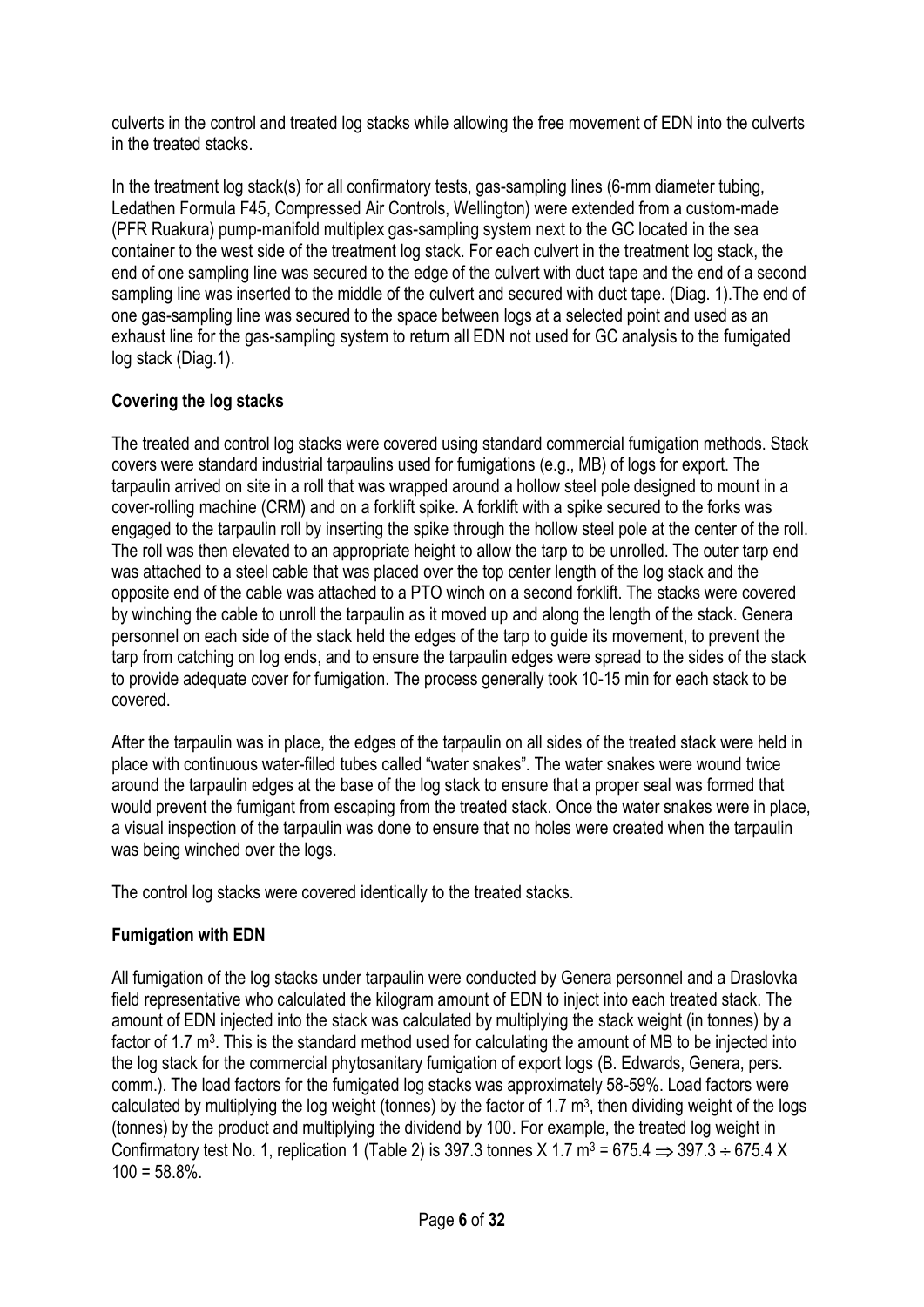culverts in the control and treated log stacks while allowing the free movement of EDN into the culverts in the treated stacks.

In the treatment log stack(s) for all confirmatory tests, gas-sampling lines (6-mm diameter tubing, Ledathen Formula F45, Compressed Air Controls, Wellington) were extended from a custom-made (PFR Ruakura) pump-manifold multiplex gas-sampling system next to the GC located in the sea container to the west side of the treatment log stack. For each culvert in the treatment log stack, the end of one sampling line was secured to the edge of the culvert with duct tape and the end of a second sampling line was inserted to the middle of the culvert and secured with duct tape. (Diag. 1).The end of one gas-sampling line was secured to the space between logs at a selected point and used as an exhaust line for the gas-sampling system to return all EDN not used for GC analysis to the fumigated log stack (Diag.1).

**Covering the log stacks**

The treated and control log stacks were covered using standard commercial fumigation methods. Stack covers were standard industrial tarpaulins used for fumigations (e.g., MB) of logs for export. The tarpaulin arrived on site in a roll that was wrapped around a hollow steel pole designed to mount in a cover-rolling machine (CRM) and on a forklift spike. A forklift with a spike secured to the forks was engaged to the tarpaulin roll by inserting the spike through the hollow steel pole at the center of the roll. The roll was then elevated to an appropriate height to allow the tarp to be unrolled. The outer tarp end was attached to a steel cable that was placed over the top center length of the log stack and the opposite end of the cable was attached to a PTO winch on a second forklift. The stacks were covered by winching the cable to unroll the tarpaulin as it moved up and along the length of the stack. Genera personnel on each side of the stack held the edges of the tarp to guide its movement, to prevent the tarp from catching on log ends, and to ensure the tarpaulin edges were spread to the sides of the stack to provide adequate cover for fumigation. The process generally took 10-15 min for each stack to be covered.

After the tarpaulin was in place, the edges of the tarpaulin on all sides of the treated stack were held in place with continuous water-filled tubes called "water snakes". The water snakes were wound twice around the tarpaulin edges at the base of the log stack to ensure that a proper seal was formed that would prevent the fumigant from escaping from the treated stack. Once the water snakes were in place, a visual inspection of the tarpaulin was done to ensure that no holes were created when the tarpaulin was being winched over the logs.

The control log stacks were covered identically to the treated stacks.

**Fumigation with EDN**

All fumigation of the log stacks under tarpaulin were conducted by Genera personnel and a Draslovka field representative who calculated the kilogram amount of EDN to inject into each treated stack. The amount of EDN injected into the stack was calculated by multiplying the stack weight (in tonnes) by a factor of 1.7 $m^3$. This is the standard method used for calculating the amount of MB to be injected into the log stack for the commercial phytosanitary fumigation of export logs (B. Edwards, Genera, pers. comm.). The load factors for the fumigated log stacks was approximately 58-59%. Load factors were calculated by multiplying the log weight (tonnes) by the factor of 1.7 $m^3$, then dividing weight of the logs (tonnes) by the product and multiplying the dividend by 100. For example, the treated log weight in Confirmatory test No. 1, replication 1 (Table 2) is 397.3 tonnes X 1.7 $m^3$ = 675.4 $\Rightarrow$ 397.3 $\div$ 675.4 X 100 = 58.8%.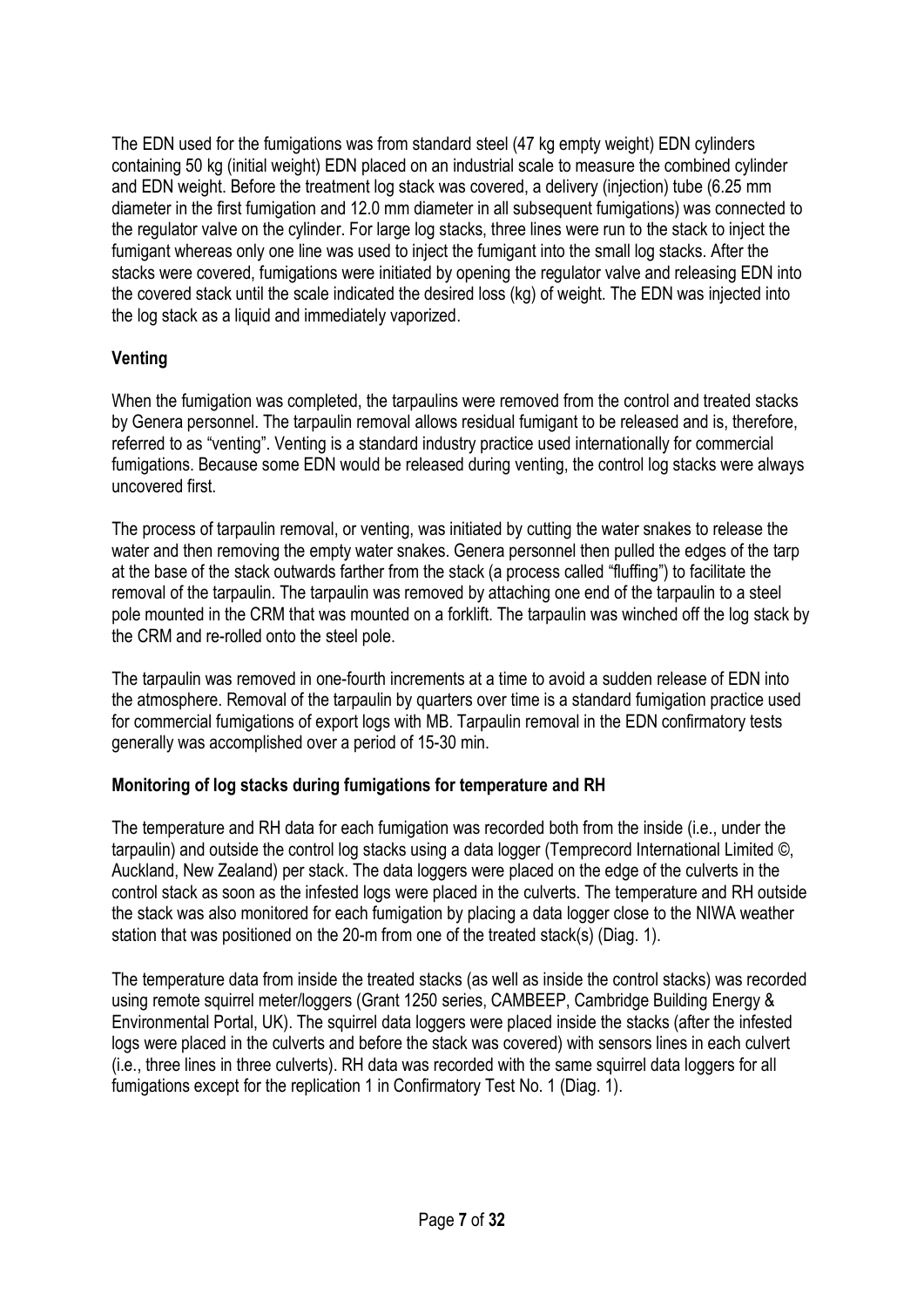The EDN used for the fumigations was from standard steel (47 kg empty weight) EDN cylinders containing 50 kg (initial weight) EDN placed on an industrial scale to measure the combined cylinder and EDN weight. Before the treatment log stack was covered, a delivery (injection) tube (6.25 mm diameter in the first fumigation and 12.0 mm diameter in all subsequent fumigations) was connected to the regulator valve on the cylinder. For large log stacks, three lines were run to the stack to inject the fumigant whereas only one line was used to inject the fumigant into the small log stacks. After the stacks were covered, fumigations were initiated by opening the regulator valve and releasing EDN into the covered stack until the scale indicated the desired loss (kg) of weight. The EDN was injected into the log stack as a liquid and immediately vaporized.

**Venting**

When the fumigation was completed, the tarpaulins were removed from the control and treated stacks by Genera personnel. The tarpaulin removal allows residual fumigant to be released and is, therefore, referred to as "venting". Venting is a standard industry practice used internationally for commercial fumigations. Because some EDN would be released during venting, the control log stacks were always uncovered first.

The process of tarpaulin removal, or venting, was initiated by cutting the water snakes to release the water and then removing the empty water snakes. Genera personnel then pulled the edges of the tarp at the base of the stack outwards farther from the stack (a process called "fluffing") to facilitate the removal of the tarpaulin. The tarpaulin was removed by attaching one end of the tarpaulin to a steel pole mounted in the CRM that was mounted on a forklift. The tarpaulin was winched off the log stack by the CRM and re-rolled onto the steel pole.

The tarpaulin was removed in one-fourth increments at a time to avoid a sudden release of EDN into the atmosphere. Removal of the tarpaulin by quarters over time is a standard fumigation practice used for commercial fumigations of export logs with MB. Tarpaulin removal in the EDN confirmatory tests generally was accomplished over a period of 15-30 min.

**Monitoring of log stacks during fumigations for temperature and RH**

The temperature and RH data for each fumigation was recorded both from the inside (i.e., under the tarpaulin) and outside the control log stacks using a data logger (Temprecord International Limited ©, Auckland, New Zealand) per stack. The data loggers were placed on the edge of the culverts in the control stack as soon as the infested logs were placed in the culverts. The temperature and RH outside the stack was also monitored for each fumigation by placing a data logger close to the NIWA weather station that was positioned on the 20-m from one of the treated stack(s) (Diag. 1).

The temperature data from inside the treated stacks (as well as inside the control stacks) was recorded using remote squirrel meter/loggers (Grant 1250 series, CAMBEEP, Cambridge Building Energy & Environmental Portal, UK). The squirrel data loggers were placed inside the stacks (after the infested logs were placed in the culverts and before the stack was covered) with sensors lines in each culvert (i.e., three lines in three culverts). RH data was recorded with the same squirrel data loggers for all fumigations except for the replication 1 in Confirmatory Test No. 1 (Diag. 1).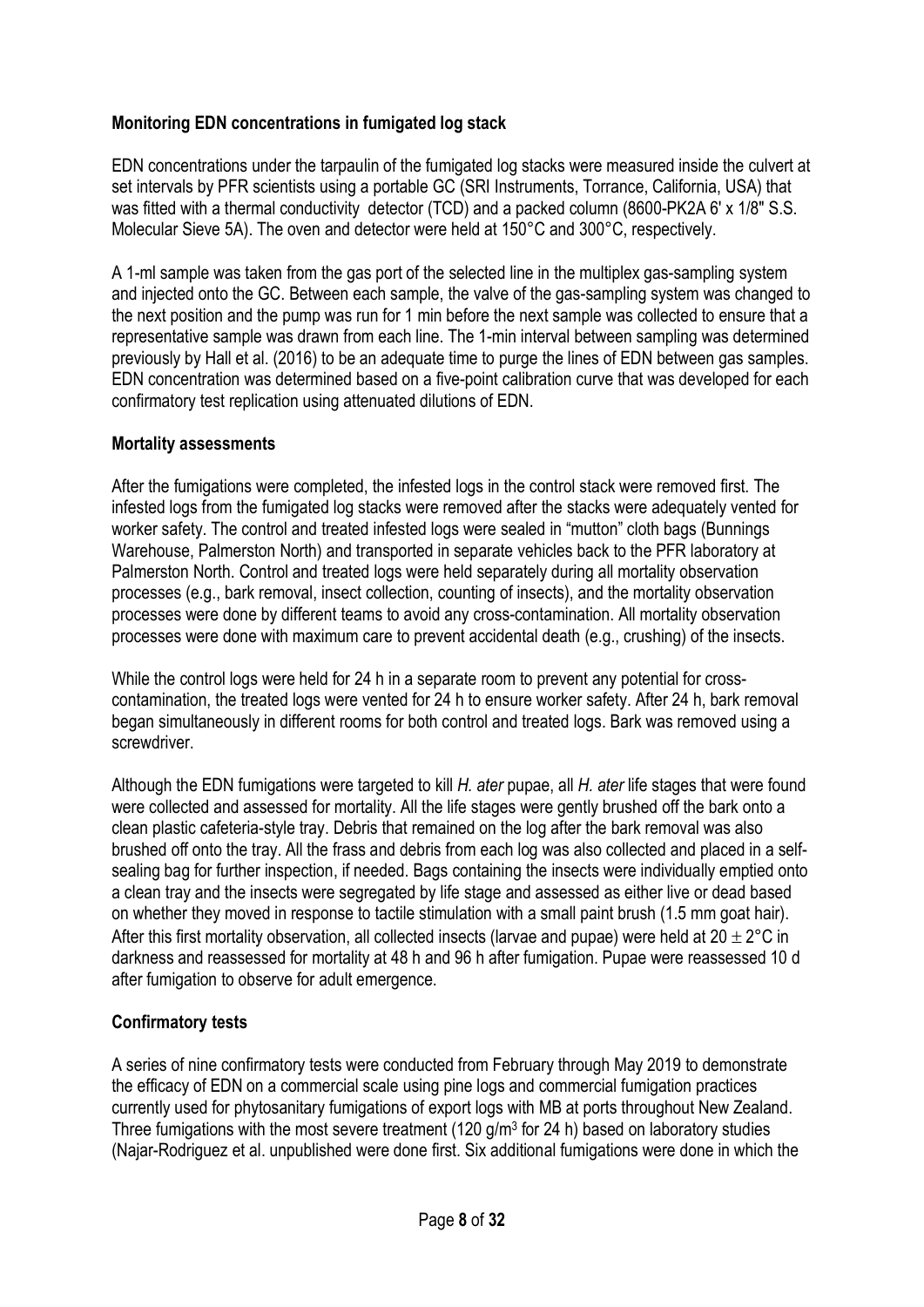**Monitoring EDN concentrations in fumigated log stack**

EDN concentrations under the tarpaulin of the fumigated log stacks were measured inside the culvert at set intervals by PFR scientists using a portable GC (SRI Instruments, Torrance, California, USA) that was fitted with a thermal conductivity detector (TCD) and a packed column (8600-PK2A 6' x 1/8" S.S. Molecular Sieve 5A). The oven and detector were held at 150°C and 300°C, respectively.

A 1-ml sample was taken from the gas port of the selected line in the multiplex gas-sampling system and injected onto the GC. Between each sample, the valve of the gas-sampling system was changed to the next position and the pump was run for 1 min before the next sample was collected to ensure that a representative sample was drawn from each line. The 1-min interval between sampling was determined previously by Hall et al. (2016) to be an adequate time to purge the lines of EDN between gas samples. EDN concentration was determined based on a five-point calibration curve that was developed for each confirmatory test replication using attenuated dilutions of EDN.

**Mortality assessments**

After the fumigations were completed, the infested logs in the control stack were removed first. The infested logs from the fumigated log stacks were removed after the stacks were adequately vented for worker safety. The control and treated infested logs were sealed in "mutton" cloth bags (Bunnings Warehouse, Palmerston North) and transported in separate vehicles back to the PFR laboratory at Palmerston North. Control and treated logs were held separately during all mortality observation processes (e.g., bark removal, insect collection, counting of insects), and the mortality observation processes were done by different teams to avoid any cross-contamination. All mortality observation processes were done with maximum care to prevent accidental death (e.g., crushing) of the insects.

While the control logs were held for 24 h in a separate room to prevent any potential for cross-contamination, the treated logs were vented for 24 h to ensure worker safety. After 24 h, bark removal began simultaneously in different rooms for both control and treated logs. Bark was removed using a screwdriver.

Although the EDN fumigations were targeted to kill *H. ater* pupae, all *H. ater* life stages that were found were collected and assessed for mortality. All the life stages were gently brushed off the bark onto a clean plastic cafeteria-style tray. Debris that remained on the log after the bark removal was also brushed off onto the tray. All the frass and debris from each log was also collected and placed in a self-sealing bag for further inspection, if needed. Bags containing the insects were individually emptied onto a clean tray and the insects were segregated by life stage and assessed as either live or dead based on whether they moved in response to tactile stimulation with a small paint brush (1.5 mm goat hair). After this first mortality observation, all collected insects (larvae and pupae) were held at $20 \pm 2$°C in darkness and reassessed for mortality at 48 h and 96 h after fumigation. Pupae were reassessed 10 d after fumigation to observe for adult emergence.

**Confirmatory tests**

A series of nine confirmatory tests were conducted from February through May 2019 to demonstrate the efficacy of EDN on a commercial scale using pine logs and commercial fumigation practices currently used for phytosanitary fumigations of export logs with MB at ports throughout New Zealand. Three fumigations with the most severe treatment (120 g/m$^3$ for 24 h) based on laboratory studies (Najar-Rodriguez et al. unpublished were done first. Six additional fumigations were done in which the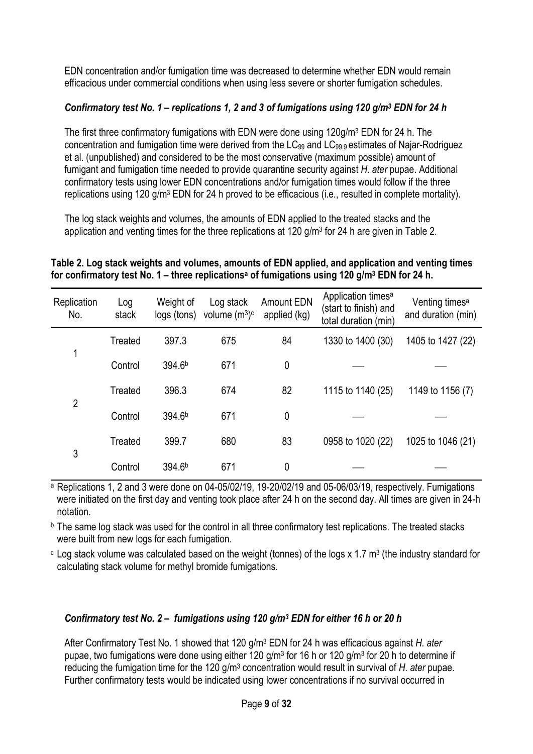EDN concentration and/or fumigation time was decreased to determine whether EDN would remain efficacious under commercial conditions when using less severe or shorter fumigation schedules.

### *Confirmatory test No. 1 – replications 1, 2 and 3 of fumigations using 120 g/m³ EDN for 24 h*

The first three confirmatory fumigations with EDN were done using 120g/m³ EDN for 24 h. The concentration and fumigation time were derived from the $LC_{99}$ and $LC_{99.9}$ estimates of Najar-Rodriguez et al. (unpublished) and considered to be the most conservative (maximum possible) amount of fumigant and fumigation time needed to provide quarantine security against *H. ater* pupae. Additional confirmatory tests using lower EDN concentrations and/or fumigation times would follow if the three replications using 120 g/m³ EDN for 24 h proved to be efficacious (i.e., resulted in complete mortality).

The log stack weights and volumes, the amounts of EDN applied to the treated stacks and the application and venting times for the three replications at 120 g/m³ for 24 h are given in Table 2.

**Table 2. Log stack weights and volumes, amounts of EDN applied, and application and venting times for confirmatory test No. 1 – three replications[a] of fumigations using 120 g/m³ EDN for 24 h.**

| Replication No. | Log stack | Weight of logs (tons) | Log stack volume (m³)[c] | Amount EDN applied (kg) | Application times[a] (start to finish) and total duration (min) | Venting times[a] and duration (min) |
|---|---|---|---|---|---|---|
| 1 | Treated | 397.3 | 675 | 84 | 1330 to 1400 (30) | 1405 to 1427 (22) |
| | Control | 394.6[b] | 671 | 0 | — | — |
| 2 | Treated | 396.3 | 674 | 82 | 1115 to 1140 (25) | 1149 to 1156 (7) |
| | Control | 394.6[b] | 671 | 0 | — | — |
| 3 | Treated | 399.7 | 680 | 83 | 0958 to 1020 (22) | 1025 to 1046 (21) |
| | Control | 394.6[b] | 671 | 0 | — | — |

[a] Replications 1, 2 and 3 were done on 04-05/02/19, 19-20/02/19 and 05-06/03/19, respectively. Fumigations were initiated on the first day and venting took place after 24 h on the second day. All times are given in 24-h notation.

[b] The same log stack was used for the control in all three confirmatory test replications. The treated stacks were built from new logs for each fumigation.

[c] Log stack volume was calculated based on the weight (tonnes) of the logs x 1.7 m³ (the industry standard for calculating stack volume for methyl bromide fumigations.

### *Confirmatory test No. 2 – fumigations using 120 g/m³ EDN for either 16 h or 20 h*

After Confirmatory Test No. 1 showed that 120 g/m³ EDN for 24 h was efficacious against *H. ater* pupae, two fumigations were done using either 120 g/m³ for 16 h or 120 g/m³ for 20 h to determine if reducing the fumigation time for the 120 g/m³ concentration would result in survival of *H. ater* pupae. Further confirmatory tests would be indicated using lower concentrations if no survival occurred in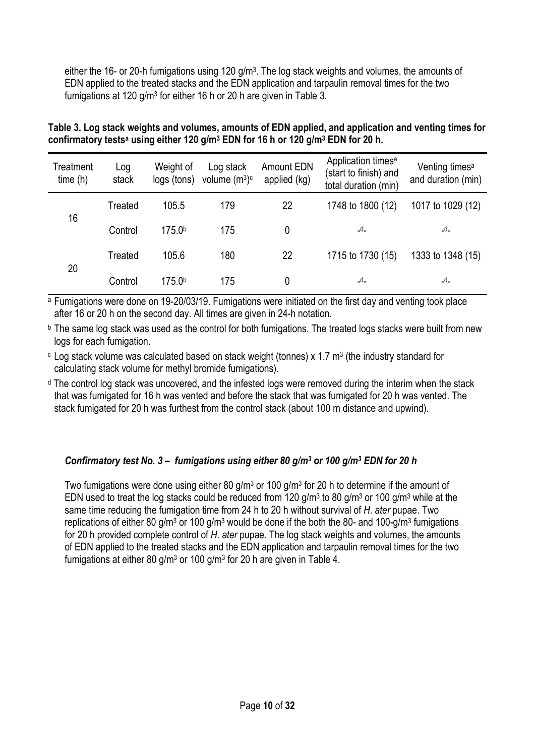either the 16- or 20-h fumigations using 120 g/m$^3$. The log stack weights and volumes, the amounts of EDN applied to the treated stacks and the EDN application and tarpaulin removal times for the two fumigations at 120 g/m$^3$ for either 16 h or 20 h are given in Table 3.

**Table 3. Log stack weights and volumes, amounts of EDN applied, and application and venting times for confirmatory tests[a] using either 120 g/m$^3$ EDN for 16 h or 120 g/m$^3$ EDN for 20 h.**

| Treatment time (h) | Log stack | Weight of logs (tons) | Log stack volume (m$^3$)[c] | Amount EDN applied (kg) | Application times[a] (start to finish) and total duration (min) | Venting times[a] and duration (min) |
|---|---|---|---|---|---|---|
| 16 | Treated | 105.5 | 179 | 22 | 1748 to 1800 (12) | 1017 to 1029 (12) |
| | Control | 175.0[b] | 175 | 0 | -[d]- | -[d]- |
| 20 | Treated | 105.6 | 180 | 22 | 1715 to 1730 (15) | 1333 to 1348 (15) |
| | Control | 175.0[b] | 175 | 0 | -[d]- | -[d]- |

[a] Fumigations were done on 19-20/03/19. Fumigations were initiated on the first day and venting took place after 16 or 20 h on the second day. All times are given in 24-h notation.

[b] The same log stack was used as the control for both fumigations. The treated logs stacks were built from new logs for each fumigation.

[c] Log stack volume was calculated based on stack weight (tonnes) x 1.7 m$^3$ (the industry standard for calculating stack volume for methyl bromide fumigations).

[d] The control log stack was uncovered, and the infested logs were removed during the interim when the stack that was fumigated for 16 h was vented and before the stack that was fumigated for 20 h was vented. The stack fumigated for 20 h was furthest from the control stack (about 100 m distance and upwind).

### *Confirmatory test No. 3 – fumigations using either 80 g/m$^3$ or 100 g/m$^3$ EDN for 20 h*

Two fumigations were done using either 80 g/m$^3$ or 100 g/m$^3$ for 20 h to determine if the amount of EDN used to treat the log stacks could be reduced from 120 g/m$^3$ to 80 g/m$^3$ or 100 g/m$^3$ while at the same time reducing the fumigation time from 24 h to 20 h without survival of *H. ater* pupae. Two replications of either 80 g/m$^3$ or 100 g/m$^3$ would be done if the both the 80- and 100-g/m$^3$ fumigations for 20 h provided complete control of *H. ater* pupae. The log stack weights and volumes, the amounts of EDN applied to the treated stacks and the EDN application and tarpaulin removal times for the two fumigations at either 80 g/m$^3$ or 100 g/m$^3$ for 20 h are given in Table 4.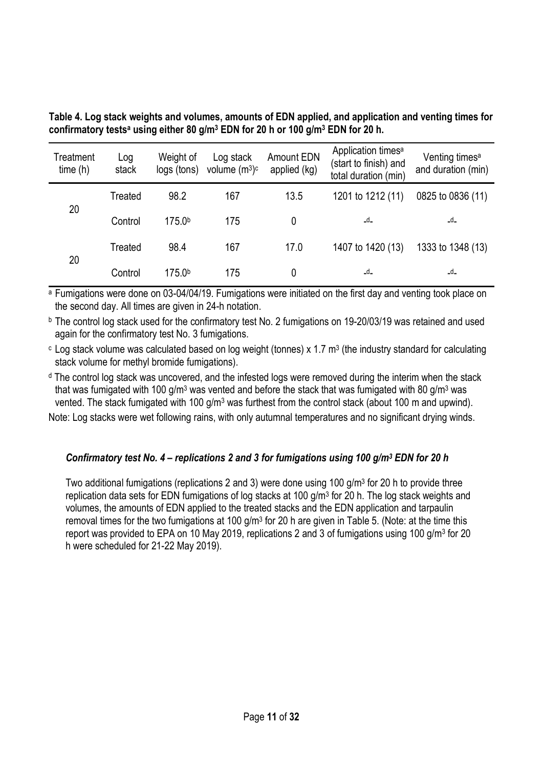**Table 4. Log stack weights and volumes, amounts of EDN applied, and application and venting times for confirmatory tests[a] using either 80 $g/m^3$ EDN for 20 h or 100 $g/m^3$ EDN for 20 h.**

| Treatment time (h) | Log stack | Weight of logs (tons) | Log stack volume ($m^3$)[c] | Amount EDN applied (kg) | Application times[a] (start to finish) and total duration (min) | Venting times[a] and duration (min) |
|---|---|---|---|---|---|---|
| 20 | Treated | 98.2 | 167 | 13.5 | 1201 to 1212 (11) | 0825 to 0836 (11) |
| | Control | 175.0[b] | 175 | 0 | -d- | -d- |
| 20 | Treated | 98.4 | 167 | 17.0 | 1407 to 1420 (13) | 1333 to 1348 (13) |
| | Control | 175.0[b] | 175 | 0 | -d- | -d- |

[a] Fumigations were done on 03-04/04/19. Fumigations were initiated on the first day and venting took place on the second day. All times are given in 24-h notation.

[b] The control log stack used for the confirmatory test No. 2 fumigations on 19-20/03/19 was retained and used again for the confirmatory test No. 3 fumigations.

[c] Log stack volume was calculated based on log weight (tonnes) x 1.7 $m^3$ (the industry standard for calculating stack volume for methyl bromide fumigations).

[d] The control log stack was uncovered, and the infested logs were removed during the interim when the stack that was fumigated with 100 $g/m^3$ was vented and before the stack that was fumigated with 80 $g/m^3$ was vented. The stack fumigated with 100 $g/m^3$ was furthest from the control stack (about 100 m and upwind).

Note: Log stacks were wet following rains, with only autumnal temperatures and no significant drying winds.

### *Confirmatory test No. 4 – replications 2 and 3 for fumigations using 100 g/m³ EDN for 20 h*

Two additional fumigations (replications 2 and 3) were done using 100 $g/m^3$ for 20 h to provide three replication data sets for EDN fumigations of log stacks at 100 $g/m^3$ for 20 h. The log stack weights and volumes, the amounts of EDN applied to the treated stacks and the EDN application and tarpaulin removal times for the two fumigations at 100 $g/m^3$ for 20 h are given in Table 5. (Note: at the time this report was provided to EPA on 10 May 2019, replications 2 and 3 of fumigations using 100 $g/m^3$ for 20 h were scheduled for 21-22 May 2019).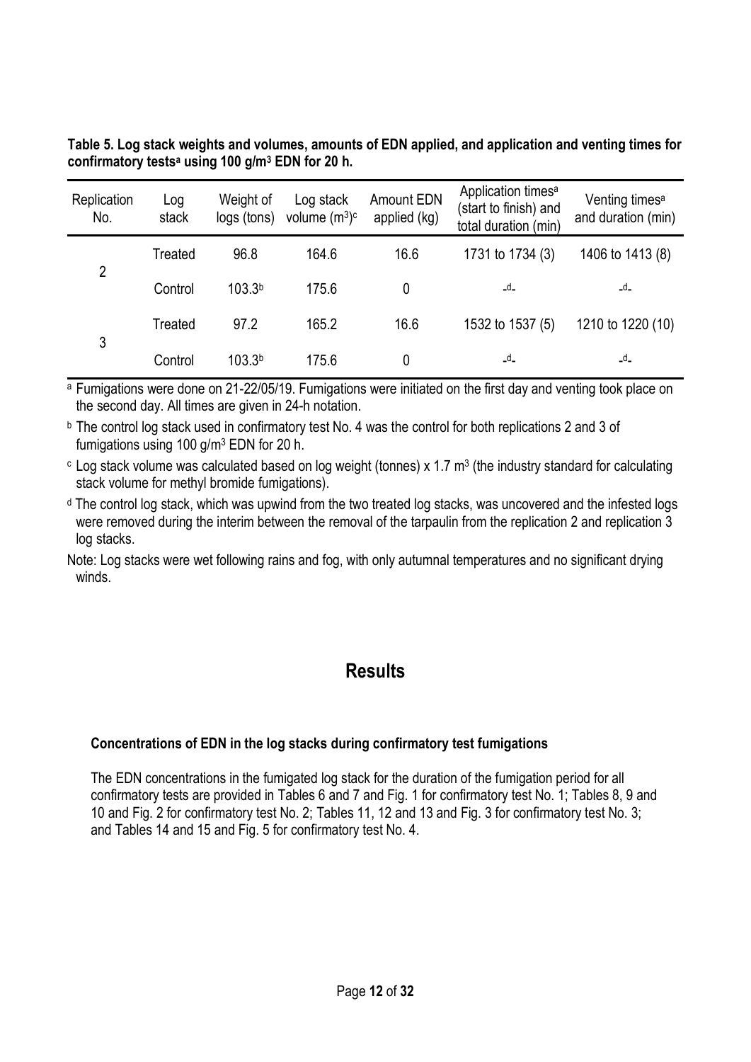**Table 5. Log stack weights and volumes, amounts of EDN applied, and application and venting times for confirmatory tests[a] using 100 g/m$^3$ EDN for 20 h.**

| Replication No. | Log stack | Weight of logs (tons) | Log stack volume (m$^3$)[c] | Amount EDN applied (kg) | Application times[a] (start to finish) and total duration (min) | Venting times[a] and duration (min) |
|---|---|---|---|---|---|---|
| 2 | Treated | 96.8 | 164.6 | 16.6 | 1731 to 1734 (3) | 1406 to 1413 (8) |
| | Control | 103.3[b] | 175.6 | 0 | -[d]- | -[d]- |
| 3 | Treated | 97.2 | 165.2 | 16.6 | 1532 to 1537 (5) | 1210 to 1220 (10) |
| | Control | 103.3[b] | 175.6 | 0 | -[d]- | -[d]- |

[a] Fumigations were done on 21-22/05/19. Fumigations were initiated on the first day and venting took place on the second day. All times are given in 24-h notation.

[b] The control log stack used in confirmatory test No. 4 was the control for both replications 2 and 3 of fumigations using 100 g/m$^3$ EDN for 20 h.

[c] Log stack volume was calculated based on log weight (tonnes) x 1.7 m$^3$ (the industry standard for calculating stack volume for methyl bromide fumigations).

[d] The control log stack, which was upwind from the two treated log stacks, was uncovered and the infested logs were removed during the interim between the removal of the tarpaulin from the replication 2 and replication 3 log stacks.

Note: Log stacks were wet following rains and fog, with only autumnal temperatures and no significant drying winds.

# Results

### Concentrations of EDN in the log stacks during confirmatory test fumigations

The EDN concentrations in the fumigated log stack for the duration of the fumigation period for all confirmatory tests are provided in Tables 6 and 7 and Fig. 1 for confirmatory test No. 1; Tables 8, 9 and 10 and Fig. 2 for confirmatory test No. 2; Tables 11, 12 and 13 and Fig. 3 for confirmatory test No. 3; and Tables 14 and 15 and Fig. 5 for confirmatory test No. 4.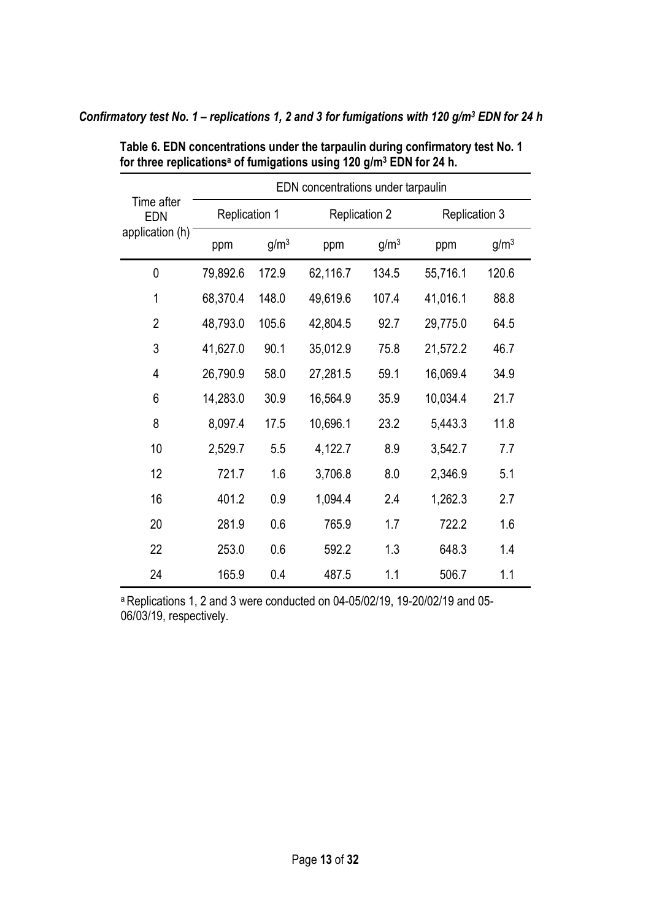*Confirmatory test No. 1 – replications 1, 2 and 3 for fumigations with 120 g/m$^3$ EDN for 24 h*

**Table 6. EDN concentrations under the tarpaulin during confirmatory test No. 1 for three replications[a] of fumigations using 120 g/m$^3$ EDN for 24 h.**

| Time after EDN application (h) | EDN concentrations under tarpaulin | | | | | |
|---|---|---|---|---|---|---|
| | Replication 1 | | Replication 2 | | Replication 3 | |
| | ppm | g/m$^3$ | ppm | g/m$^3$ | ppm | g/m$^3$ |
| 0 | 79,892.6 | 172.9 | 62,116.7 | 134.5 | 55,716.1 | 120.6 |
| 1 | 68,370.4 | 148.0 | 49,619.6 | 107.4 | 41,016.1 | 88.8 |
| 2 | 48,793.0 | 105.6 | 42,804.5 | 92.7 | 29,775.0 | 64.5 |
| 3 | 41,627.0 | 90.1 | 35,012.9 | 75.8 | 21,572.2 | 46.7 |
| 4 | 26,790.9 | 58.0 | 27,281.5 | 59.1 | 16,069.4 | 34.9 |
| 6 | 14,283.0 | 30.9 | 16,564.9 | 35.9 | 10,034.4 | 21.7 |
| 8 | 8,097.4 | 17.5 | 10,696.1 | 23.2 | 5,443.3 | 11.8 |
| 10 | 2,529.7 | 5.5 | 4,122.7 | 8.9 | 3,542.7 | 7.7 |
| 12 | 721.7 | 1.6 | 3,706.8 | 8.0 | 2,346.9 | 5.1 |
| 16 | 401.2 | 0.9 | 1,094.4 | 2.4 | 1,262.3 | 2.7 |
| 20 | 281.9 | 0.6 | 765.9 | 1.7 | 722.2 | 1.6 |
| 22 | 253.0 | 0.6 | 592.2 | 1.3 | 648.3 | 1.4 |
| 24 | 165.9 | 0.4 | 487.5 | 1.1 | 506.7 | 1.1 |

[a] Replications 1, 2 and 3 were conducted on 04-05/02/19, 19-20/02/19 and 05-06/03/19, respectively.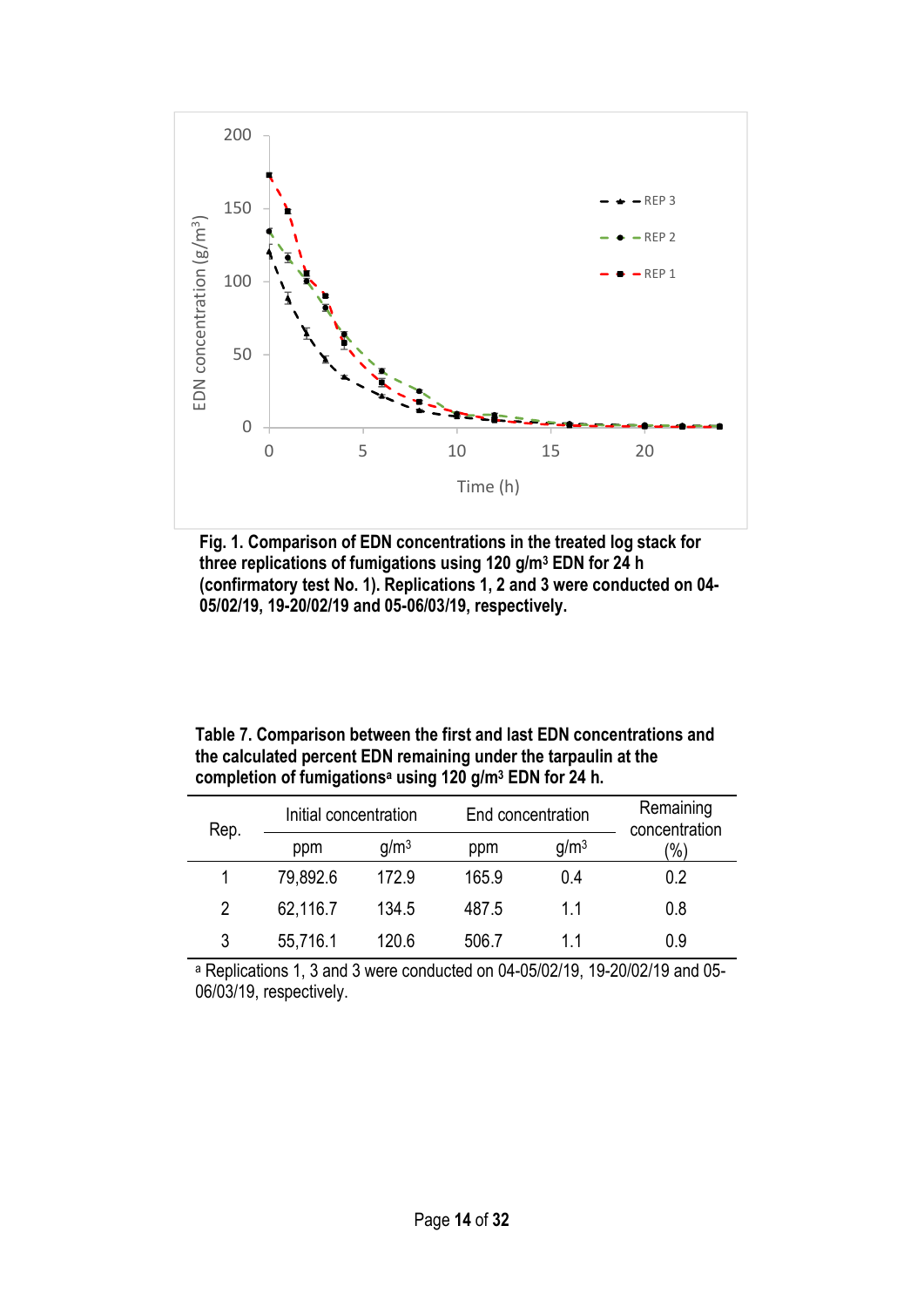**Fig. 1. Comparison of EDN concentrations in the treated log stack for three replications of fumigations using 120 g/m$^3$ EDN for 24 h (confirmatory test No. 1). Replications 1, 2 and 3 were conducted on 04-05/02/19, 19-20/02/19 and 05-06/03/19, respectively.**

**Table 7. Comparison between the first and last EDN concentrations and the calculated percent EDN remaining under the tarpaulin at the completion of fumigations[a] using 120 g/m$^3$ EDN for 24 h.**

| Rep. | Initial concentration | | End concentration | | Remaining concentration (%) |
|---|---|---|---|---|---|
| | ppm | g/m$^3$ | ppm | g/m$^3$ | |
| 1 | 79,892.6 | 172.9 | 165.9 | 0.4 | 0.2 |
| 2 | 62,116.7 | 134.5 | 487.5 | 1.1 | 0.8 |
| 3 | 55,716.1 | 120.6 | 506.7 | 1.1 | 0.9 |

[a] Replications 1, 3 and 3 were conducted on 04-05/02/19, 19-20/02/19 and 05-06/03/19, respectively.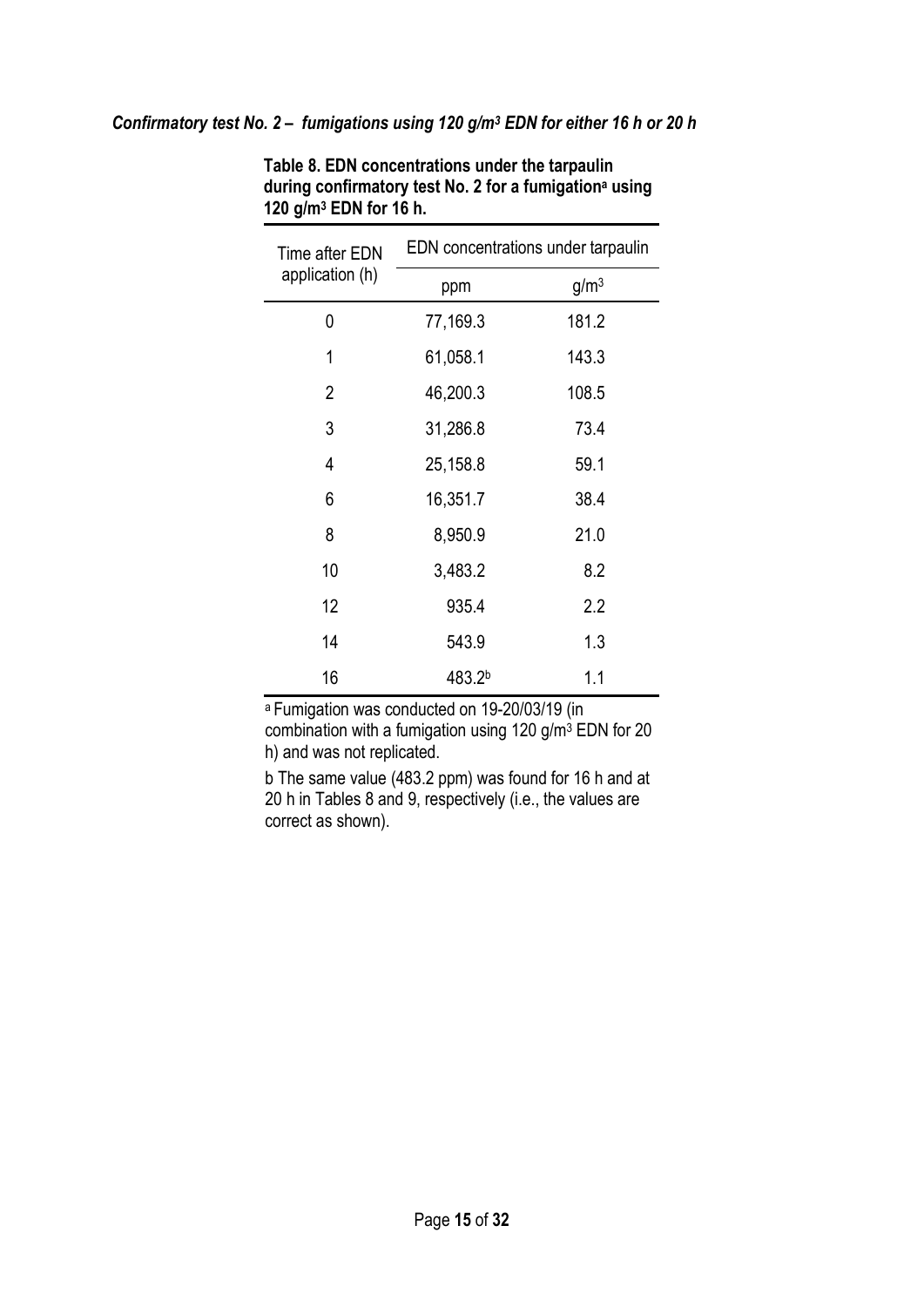***Confirmatory test No. 2 – fumigations using 120 g/m³ EDN for either 16 h or 20 h***

**Table 8. EDN concentrations under the tarpaulin during confirmatory test No. 2 for a fumigation[a] using 120 g/m³ EDN for 16 h.**

| Time after EDN application (h) | EDN concentrations under tarpaulin | |
|---|---|---|
| | ppm | g/m³ |
| 0 | 77,169.3 | 181.2 |
| 1 | 61,058.1 | 143.3 |
| 2 | 46,200.3 | 108.5 |
| 3 | 31,286.8 | 73.4 |
| 4 | 25,158.8 | 59.1 |
| 6 | 16,351.7 | 38.4 |
| 8 | 8,950.9 | 21.0 |
| 10 | 3,483.2 | 8.2 |
| 12 | 935.4 | 2.2 |
| 14 | 543.9 | 1.3 |
| 16 | 483.2[b] | 1.1 |

[a] Fumigation was conducted on 19-20/03/19 (in combination with a fumigation using 120 g/m³ EDN for 20 h) and was not replicated.

b The same value (483.2 ppm) was found for 16 h and at 20 h in Tables 8 and 9, respectively (i.e., the values are correct as shown).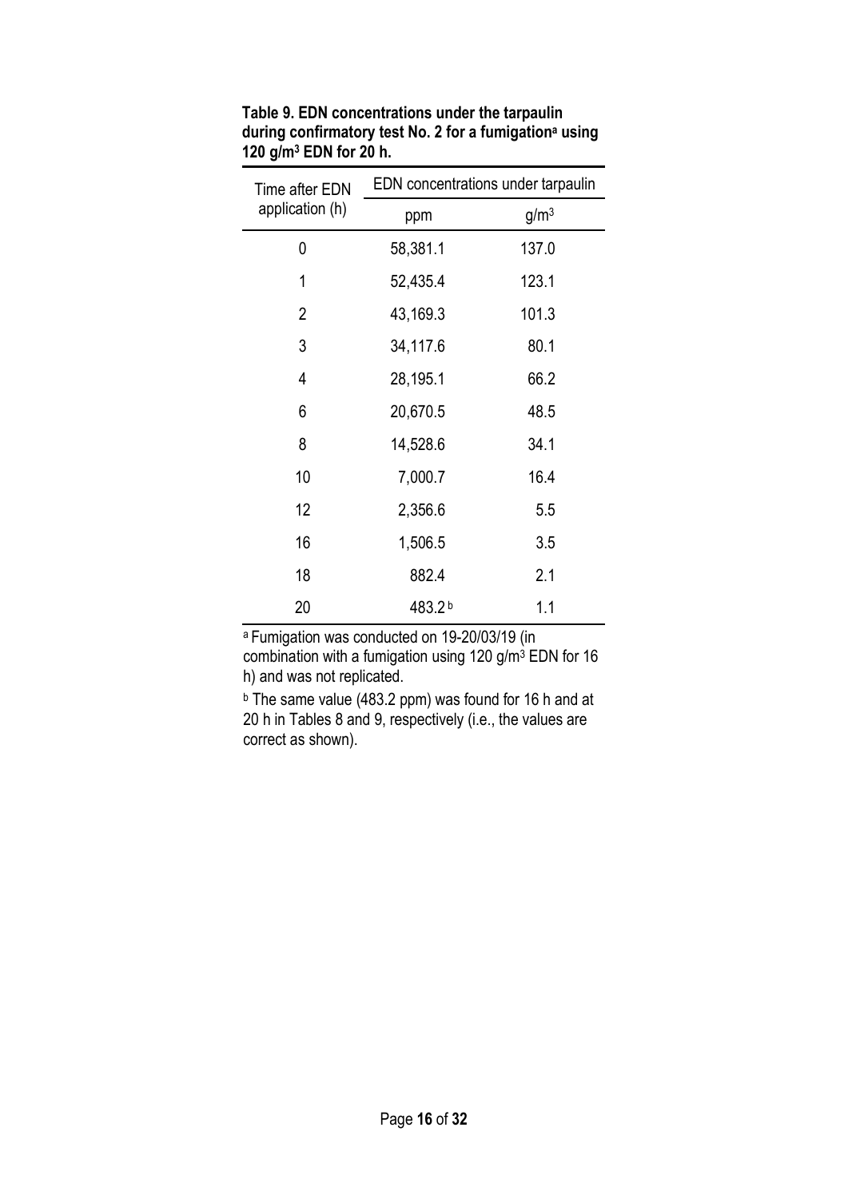**Table 9. EDN concentrations under the tarpaulin during confirmatory test No. 2 for a fumigation[a] using 120 g/m$^3$ EDN for 20 h.**

| Time after EDN application (h) | EDN concentrations under tarpaulin | |
|---|---|---|
| | ppm | g/m$^3$ |
| 0 | 58,381.1 | 137.0 |
| 1 | 52,435.4 | 123.1 |
| 2 | 43,169.3 | 101.3 |
| 3 | 34,117.6 | 80.1 |
| 4 | 28,195.1 | 66.2 |
| 6 | 20,670.5 | 48.5 |
| 8 | 14,528.6 | 34.1 |
| 10 | 7,000.7 | 16.4 |
| 12 | 2,356.6 | 5.5 |
| 16 | 1,506.5 | 3.5 |
| 18 | 882.4 | 2.1 |
| 20 | 483.2[b] | 1.1 |

[a] Fumigation was conducted on 19-20/03/19 (in combination with a fumigation using 120 g/m$^3$ EDN for 16 h) and was not replicated.

[b] The same value (483.2 ppm) was found for 16 h and at 20 h in Tables 8 and 9, respectively (i.e., the values are correct as shown).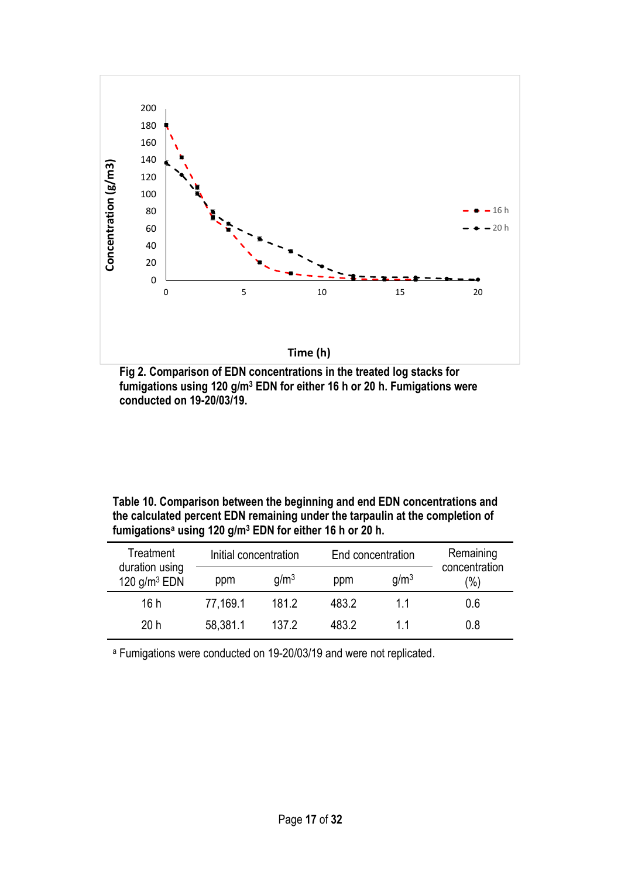**Fig 2. Comparison of EDN concentrations in the treated log stacks for fumigations using 120 g/m³ EDN for either 16 h or 20 h. Fumigations were conducted on 19-20/03/19.**

**Table 10. Comparison between the beginning and end EDN concentrations and the calculated percent EDN remaining under the tarpaulin at the completion of fumigations[a] using 120 g/m³ EDN for either 16 h or 20 h.**

| Treatment duration using 120 g/m³ EDN | Initial concentration | | End concentration | | Remaining concentration (%) |
|---|---|---|---|---|---|
| | ppm | g/m³ | ppm | g/m³ | |
| 16 h | 77,169.1 | 181.2 | 483.2 | 1.1 | 0.6 |
| 20 h | 58,381.1 | 137.2 | 483.2 | 1.1 | 0.8 |

[a] Fumigations were conducted on 19-20/03/19 and were not replicated.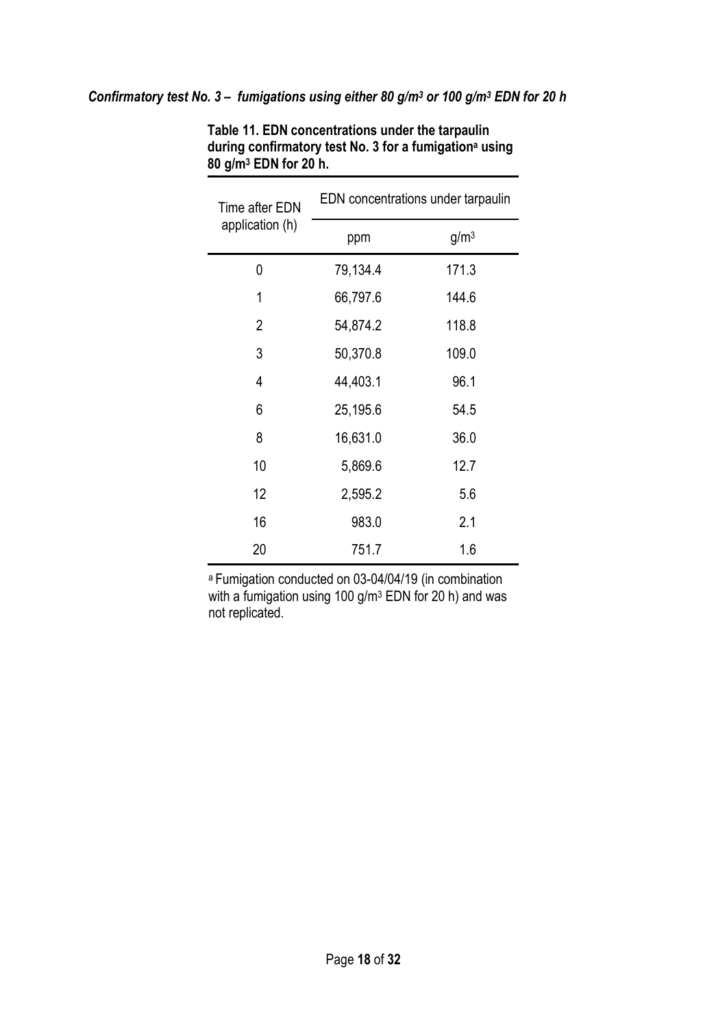***Confirmatory test No. 3 – fumigations using either 80 g/m$^3$ or 100 g/m$^3$ EDN for 20 h***

**Table 11. EDN concentrations under the tarpaulin during confirmatory test No. 3 for a fumigation[a] using 80 g/m$^3$ EDN for 20 h.**

| Time after EDN application (h) | EDN concentrations under tarpaulin | |
|---|---|---|
| | ppm | g/m$^3$ |
| 0 | 79,134.4 | 171.3 |
| 1 | 66,797.6 | 144.6 |
| 2 | 54,874.2 | 118.8 |
| 3 | 50,370.8 | 109.0 |
| 4 | 44,403.1 | 96.1 |
| 6 | 25,195.6 | 54.5 |
| 8 | 16,631.0 | 36.0 |
| 10 | 5,869.6 | 12.7 |
| 12 | 2,595.2 | 5.6 |
| 16 | 983.0 | 2.1 |
| 20 | 751.7 | 1.6 |

[a] Fumigation conducted on 03-04/04/19 (in combination with a fumigation using 100 g/m$^3$ EDN for 20 h) and was not replicated.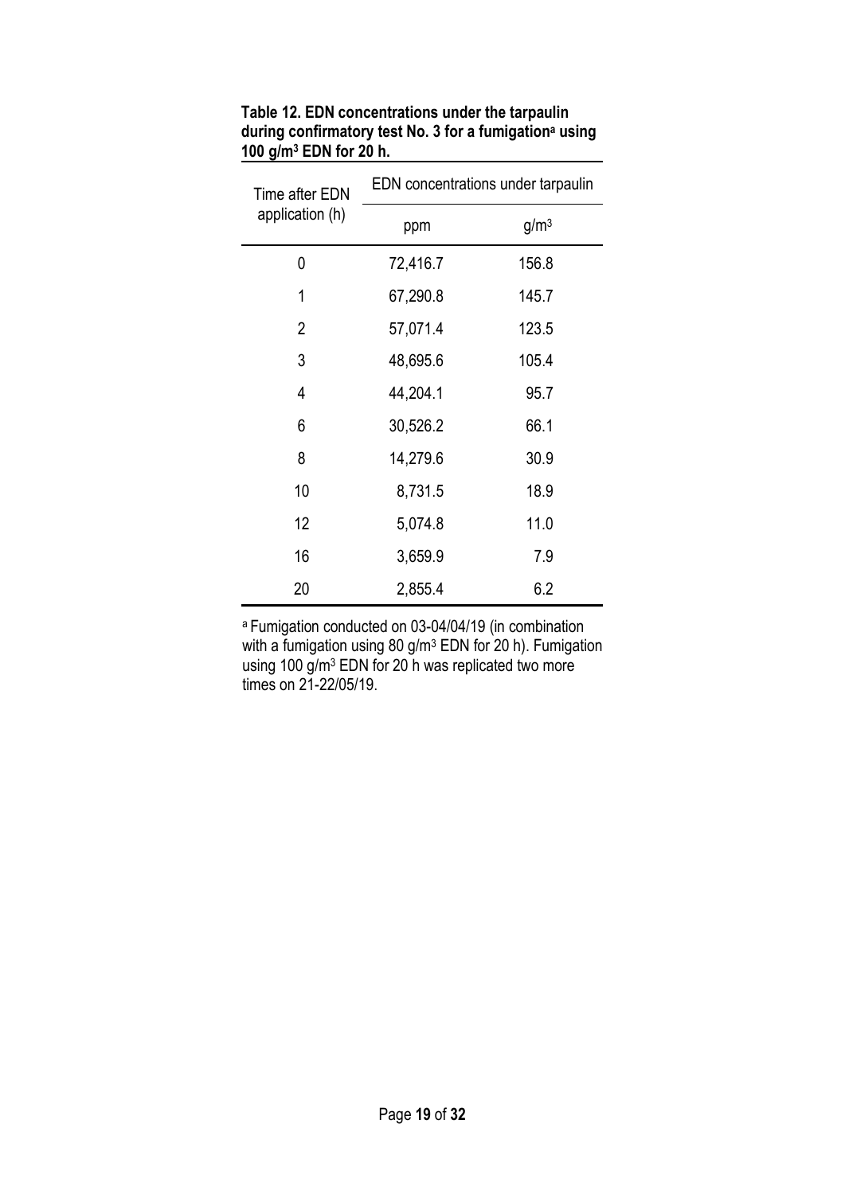**Table 12. EDN concentrations under the tarpaulin during confirmatory test No. 3 for a fumigation[a] using 100 $g/m^3$ EDN for 20 h.**

| Time after EDN application (h) | EDN concentrations under tarpaulin | |
|---|---|---|
| | ppm | $g/m^3$ |
| 0 | 72,416.7 | 156.8 |
| 1 | 67,290.8 | 145.7 |
| 2 | 57,071.4 | 123.5 |
| 3 | 48,695.6 | 105.4 |
| 4 | 44,204.1 | 95.7 |
| 6 | 30,526.2 | 66.1 |
| 8 | 14,279.6 | 30.9 |
| 10 | 8,731.5 | 18.9 |
| 12 | 5,074.8 | 11.0 |
| 16 | 3,659.9 | 7.9 |
| 20 | 2,855.4 | 6.2 |

[a] Fumigation conducted on 03-04/04/19 (in combination with a fumigation using 80 $g/m^3$ EDN for 20 h). Fumigation using 100 $g/m^3$ EDN for 20 h was replicated two more times on 21-22/05/19.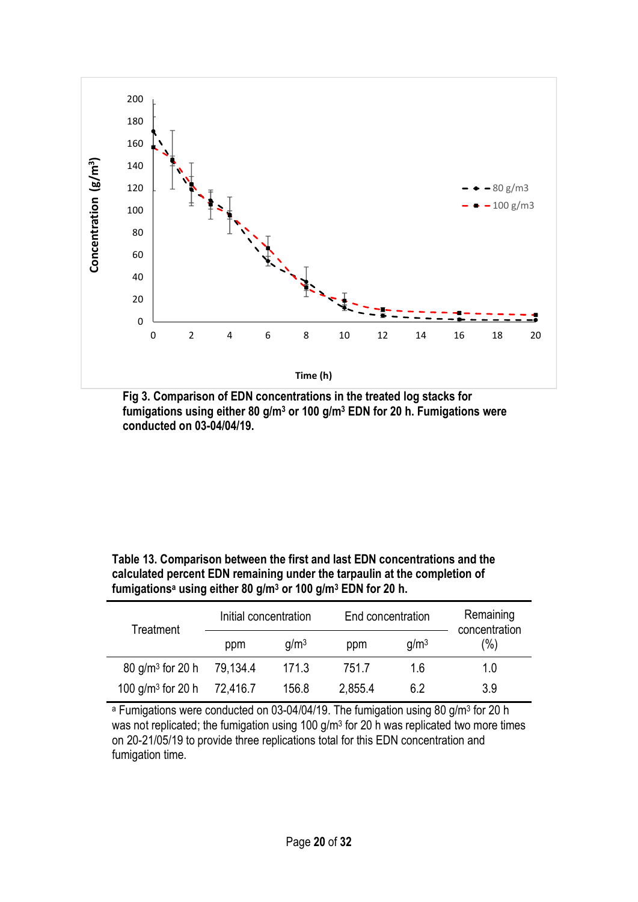**Fig 3. Comparison of EDN concentrations in the treated log stacks for fumigations using either 80 g/m³ or 100 g/m³ EDN for 20 h. Fumigations were conducted on 03-04/04/19.**

**Table 13. Comparison between the first and last EDN concentrations and the calculated percent EDN remaining under the tarpaulin at the completion of fumigations[a] using either 80 g/m³ or 100 g/m³ EDN for 20 h.**

| Treatment | Initial concentration | | End concentration | | Remaining concentration (%) |
|---|---|---|---|---|---|
| | ppm | g/m³ | ppm | g/m³ | |
| 80 g/m³ for 20 h | 79,134.4 | 171.3 | 751.7 | 1.6 | 1.0 |
| 100 g/m³ for 20 h | 72,416.7 | 156.8 | 2,855.4 | 6.2 | 3.9 |

[a] Fumigations were conducted on 03-04/04/19. The fumigation using 80 g/m³ for 20 h was not replicated; the fumigation using 100 g/m³ for 20 h was replicated two more times on 20-21/05/19 to provide three replications total for this EDN concentration and fumigation time.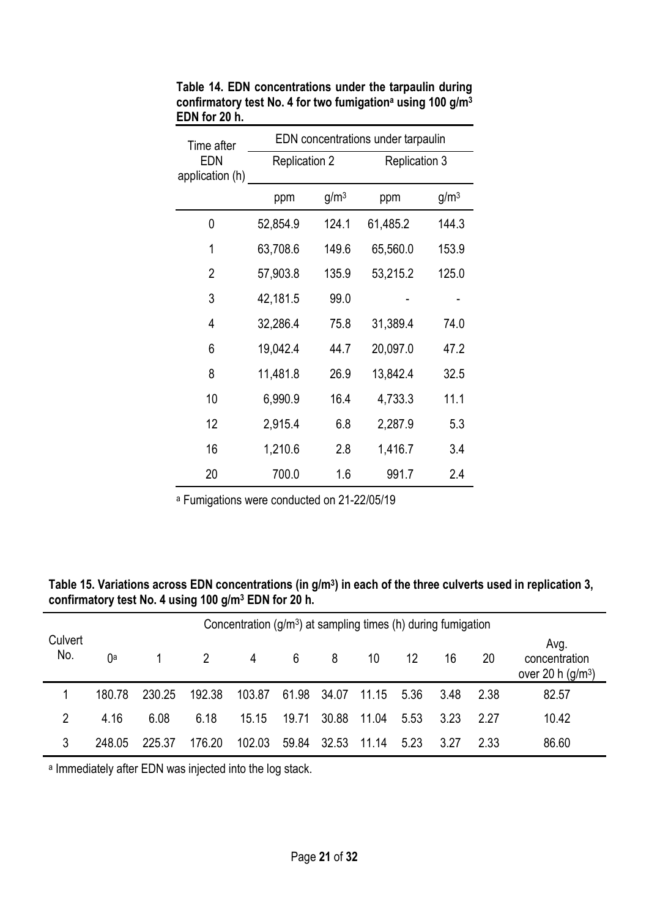**Table 14. EDN concentrations under the tarpaulin during confirmatory test No. 4 for two fumigation[a] using 100 g/m$^3$ EDN for 20 h.**

| Time after EDN application (h) | EDN concentrations under tarpaulin | | | |
|---|---|---|---|---|
| | Replication 2 | | Replication 3 | |
| | ppm | g/m$^3$ | ppm | g/m$^3$ |
| 0 | 52,854.9 | 124.1 | 61,485.2 | 144.3 |
| 1 | 63,708.6 | 149.6 | 65,560.0 | 153.9 |
| 2 | 57,903.8 | 135.9 | 53,215.2 | 125.0 |
| 3 | 42,181.5 | 99.0 | - | - |
| 4 | 32,286.4 | 75.8 | 31,389.4 | 74.0 |
| 6 | 19,042.4 | 44.7 | 20,097.0 | 47.2 |
| 8 | 11,481.8 | 26.9 | 13,842.4 | 32.5 |
| 10 | 6,990.9 | 16.4 | 4,733.3 | 11.1 |
| 12 | 2,915.4 | 6.8 | 2,287.9 | 5.3 |
| 16 | 1,210.6 | 2.8 | 1,416.7 | 3.4 |
| 20 | 700.0 | 1.6 | 991.7 | 2.4 |

[a] Fumigations were conducted on 21-22/05/19

**Table 15. Variations across EDN concentrations (in g/m$^3$) in each of the three culverts used in replication 3, confirmatory test No. 4 using 100 g/m$^3$ EDN for 20 h.**

| Culvert No. | Concentration (g/m$^3$) at sampling times (h) during fumigation | | | | | | | | | | Avg. concentration over 20 h (g/m$^3$) |
|---|---|---|---|---|---|---|---|---|---|---|---|
| | 0[a] | 1 | 2 | 4 | 6 | 8 | 10 | 12 | 16 | 20 | |
| 1 | 180.78 | 230.25 | 192.38 | 103.87 | 61.98 | 34.07 | 11.15 | 5.36 | 3.48 | 2.38 | 82.57 |
| 2 | 4.16 | 6.08 | 6.18 | 15.15 | 19.71 | 30.88 | 11.04 | 5.53 | 3.23 | 2.27 | 10.42 |
| 3 | 248.05 | 225.37 | 176.20 | 102.03 | 59.84 | 32.53 | 11.14 | 5.23 | 3.27 | 2.33 | 86.60 |

[a] Immediately after EDN was injected into the log stack.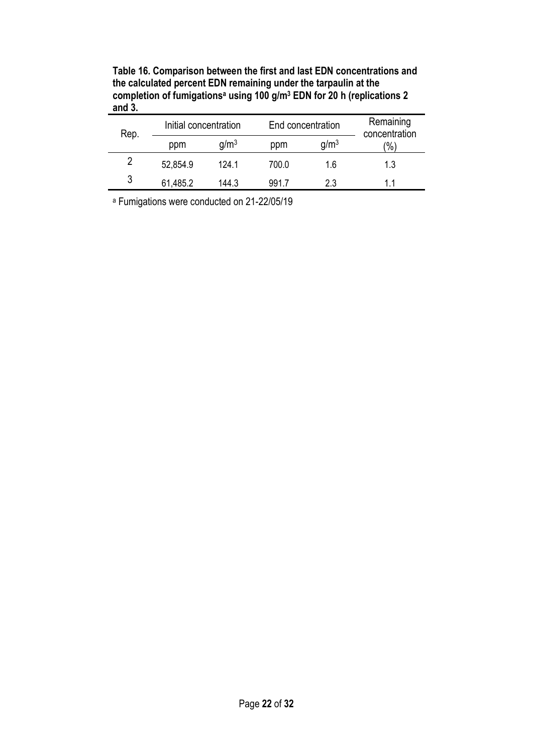**Table 16. Comparison between the first and last EDN concentrations and the calculated percent EDN remaining under the tarpaulin at the completion of fumigations[a] using 100 g/m$^3$ EDN for 20 h (replications 2 and 3.**

| Rep. | Initial concentration | | End concentration | | Remaining concentration |
|---|---|---|---|---|---|
| | ppm | g/m$^3$ | ppm | g/m$^3$ | (%) |
| 2 | 52,854.9 | 124.1 | 700.0 | 1.6 | 1.3 |
| 3 | 61,485.2 | 144.3 | 991.7 | 2.3 | 1.1 |

[a] Fumigations were conducted on 21-22/05/19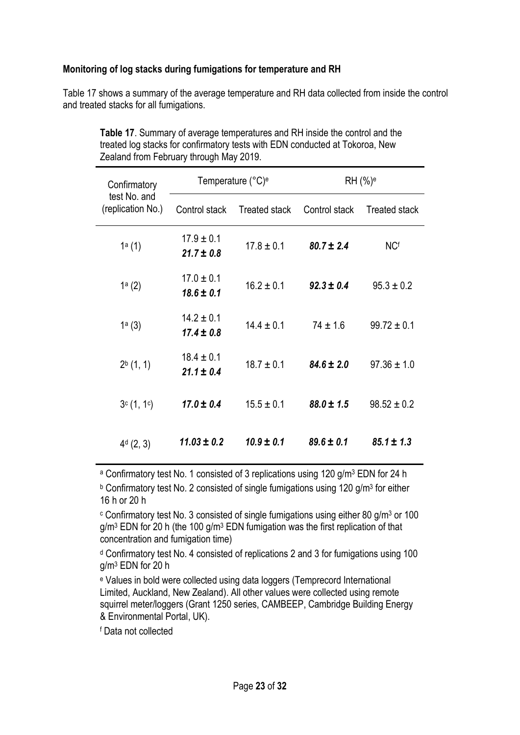**Monitoring of log stacks during fumigations for temperature and RH**

Table 17 shows a summary of the average temperature and RH data collected from inside the control and treated stacks for all fumigations.

**Table 17**. Summary of average temperatures and RH inside the control and the treated log stacks for confirmatory tests with EDN conducted at Tokoroa, New Zealand from February through May 2019.

| Confirmatory test No. and (replication No.) | Temperature (°C)[e] | | RH (%)[e] | |
|---|---|---|---|---|
| | Control stack | Treated stack | Control stack | Treated stack |
| 1[a] (1) | 17.9 ± 0.1 ***21.7 ± 0.8*** | 17.8 ± 0.1 | ***80.7 ± 2.4*** | NC[f] |
| 1[a] (2) | 17.0 ± 0.1 ***18.6 ± 0.1*** | 16.2 ± 0.1 | ***92.3 ± 0.4*** | 95.3 ± 0.2 |
| 1[a] (3) | 14.2 ± 0.1 ***17.4 ± 0.8*** | 14.4 ± 0.1 | 74 ± 1.6 | 99.72 ± 0.1 |
| 2[b] (1, 1) | 18.4 ± 0.1 ***21.1 ± 0.4*** | 18.7 ± 0.1 | ***84.6 ± 2.0*** | 97.36 ± 1.0 |
| 3[c] (1, 1[c]) | ***17.0 ± 0.4*** | 15.5 ± 0.1 | ***88.0 ± 1.5*** | 98.52 ± 0.2 |
| 4[d] (2, 3) | ***11.03 ± 0.2*** | ***10.9 ± 0.1*** | ***89.6 ± 0.1*** | ***85.1 ± 1.3*** |

[a] Confirmatory test No. 1 consisted of 3 replications using 120 g/m³ EDN for 24 h

[b] Confirmatory test No. 2 consisted of single fumigations using 120 g/m³ for either 16 h or 20 h

[c] Confirmatory test No. 3 consisted of single fumigations using either 80 g/m³ or 100 g/m³ EDN for 20 h (the 100 g/m³ EDN fumigation was the first replication of that concentration and fumigation time)

[d] Confirmatory test No. 4 consisted of replications 2 and 3 for fumigations using 100 g/m³ EDN for 20 h

[e] Values in bold were collected using data loggers (Temprecord International Limited, Auckland, New Zealand). All other values were collected using remote squirrel meter/loggers (Grant 1250 series, CAMBEEP, Cambridge Building Energy & Environmental Portal, UK).

[f] Data not collected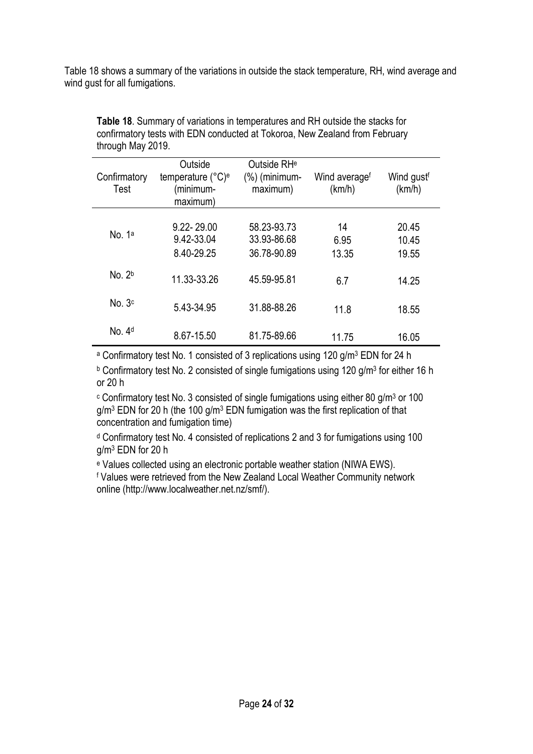Table 18 shows a summary of the variations in outside the stack temperature, RH, wind average and wind gust for all fumigations.

**Table 18**. Summary of variations in temperatures and RH outside the stacks for confirmatory tests with EDN conducted at Tokoroa, New Zealand from February through May 2019.

| Confirmatory Test | Outside temperature (°C)[e] (minimum-maximum) | Outside RH[e] (%) (minimum-maximum) | Wind average[f] (km/h) | Wind gust[f] (km/h) |
|---|---|---|---|---|
| No. 1[a] | 9.22- 29.00 | 58.23-93.73 | 14 | 20.45 |
| | 9.42-33.04 | 33.93-86.68 | 6.95 | 10.45 |
| | 8.40-29.25 | 36.78-90.89 | 13.35 | 19.55 |
| No. 2[b] | 11.33-33.26 | 45.59-95.81 | 6.7 | 14.25 |
| No. 3[c] | 5.43-34.95 | 31.88-88.26 | 11.8 | 18.55 |
| No. 4[d] | 8.67-15.50 | 81.75-89.66 | 11.75 | 16.05 |

[a] Confirmatory test No. 1 consisted of 3 replications using 120 $g/m^3$ EDN for 24 h

[b] Confirmatory test No. 2 consisted of single fumigations using 120 $g/m^3$ for either 16 h or 20 h

[c] Confirmatory test No. 3 consisted of single fumigations using either 80 $g/m^3$ or 100 $g/m^3$ EDN for 20 h (the 100 $g/m^3$ EDN fumigation was the first replication of that concentration and fumigation time)

[d] Confirmatory test No. 4 consisted of replications 2 and 3 for fumigations using 100 $g/m^3$ EDN for 20 h

[e] Values collected using an electronic portable weather station (NIWA EWS).

[f] Values were retrieved from the New Zealand Local Weather Community network online (http://www.localweather.net.nz/smf/).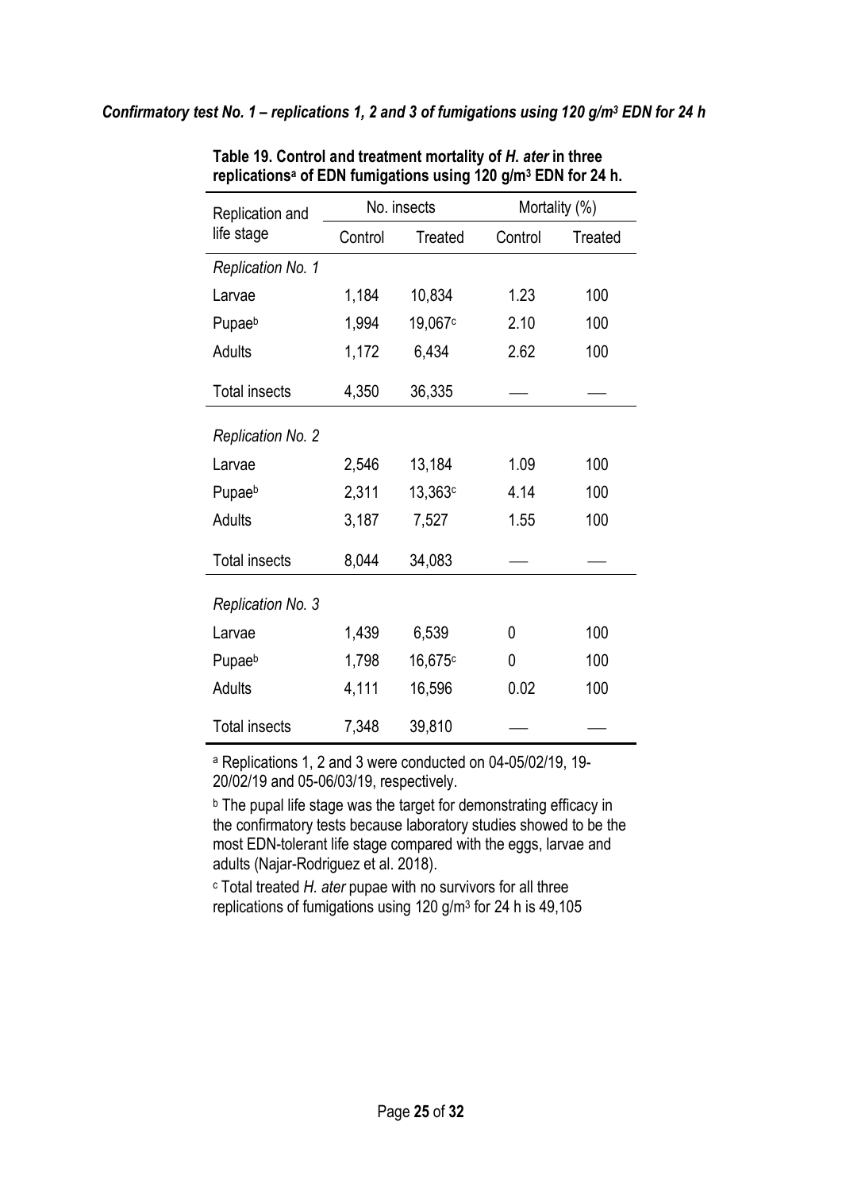*Confirmatory test No. 1 – replications 1, 2 and 3 of fumigations using 120 g/m$^3$ EDN for 24 h*

**Table 19. Control and treatment mortality of *H. ater* in three replications[a] of EDN fumigations using 120 g/m$^3$ EDN for 24 h.**

| Replication and life stage | No. insects | | Mortality (%) | |
|---|---|---|---|---|
| | Control | Treated | Control | Treated |
| *Replication No. 1* | | | | |
| Larvae | 1,184 | 10,834 | 1.23 | 100 |
| Pupae[b] | 1,994 | 19,067[c] | 2.10 | 100 |
| Adults | 1,172 | 6,434 | 2.62 | 100 |
| Total insects | 4,350 | 36,335 | — | — |
| *Replication No. 2* | | | | |
| Larvae | 2,546 | 13,184 | 1.09 | 100 |
| Pupae[b] | 2,311 | 13,363[c] | 4.14 | 100 |
| Adults | 3,187 | 7,527 | 1.55 | 100 |
| Total insects | 8,044 | 34,083 | — | — |
| *Replication No. 3* | | | | |
| Larvae | 1,439 | 6,539 | 0 | 100 |
| Pupae[b] | 1,798 | 16,675[c] | 0 | 100 |
| Adults | 4,111 | 16,596 | 0.02 | 100 |
| Total insects | 7,348 | 39,810 | — | — |

[a] Replications 1, 2 and 3 were conducted on 04-05/02/19, 19-20/02/19 and 05-06/03/19, respectively.

[b] The pupal life stage was the target for demonstrating efficacy in the confirmatory tests because laboratory studies showed to be the most EDN-tolerant life stage compared with the eggs, larvae and adults (Najar-Rodriguez et al. 2018).

[c] Total treated *H. ater* pupae with no survivors for all three replications of fumigations using 120 g/m$^3$ for 24 h is 49,105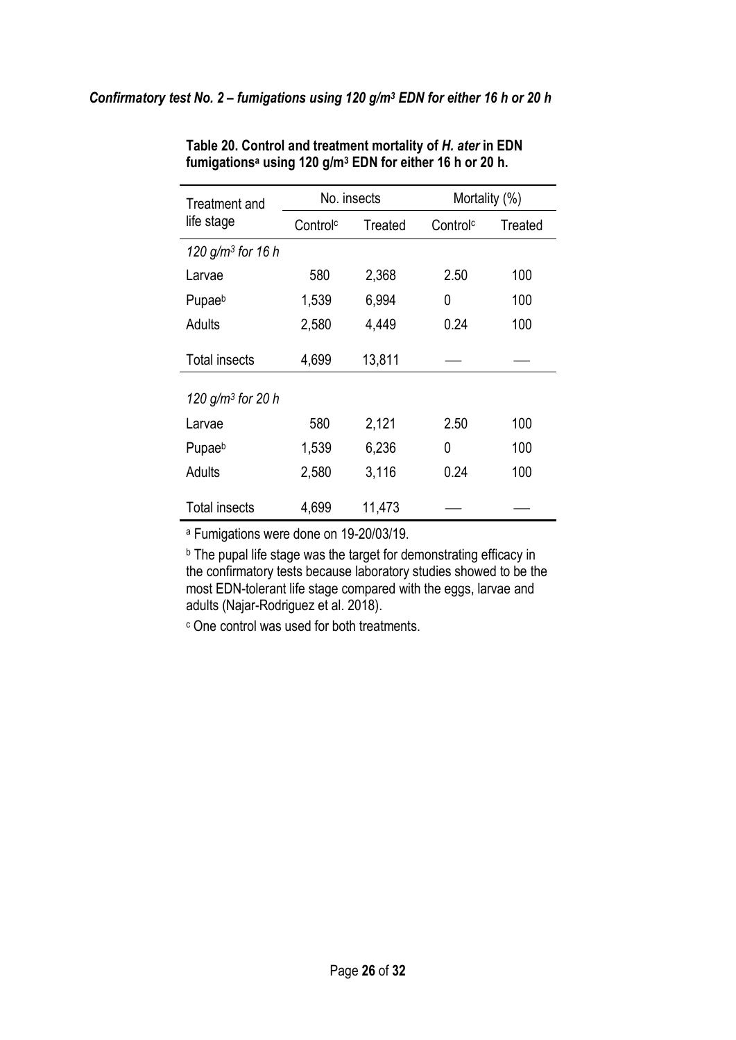***Confirmatory test No. 2 – fumigations using 120 g/m$^3$ EDN for either 16 h or 20 h***

**Table 20. Control and treatment mortality of *H. ater* in EDN fumigations[a] using 120 g/m$^3$ EDN for either 16 h or 20 h.**

| Treatment and life stage | No. insects | | Mortality (%) | |
|---|---|---|---|---|
| | Control[c] | Treated | Control[c] | Treated |
| *120 g/m$^3$ for 16 h* | | | | |
| Larvae | 580 | 2,368 | 2.50 | 100 |
| Pupae[b] | 1,539 | 6,994 | 0 | 100 |
| Adults | 2,580 | 4,449 | 0.24 | 100 |
| Total insects | 4,699 | 13,811 | — | — |
| *120 g/m$^3$ for 20 h* | | | | |
| Larvae | 580 | 2,121 | 2.50 | 100 |
| Pupae[b] | 1,539 | 6,236 | 0 | 100 |
| Adults | 2,580 | 3,116 | 0.24 | 100 |
| Total insects | 4,699 | 11,473 | — | — |

[a] Fumigations were done on 19-20/03/19.

[b] The pupal life stage was the target for demonstrating efficacy in the confirmatory tests because laboratory studies showed to be the most EDN-tolerant life stage compared with the eggs, larvae and adults (Najar-Rodriguez et al. 2018).

[c] One control was used for both treatments.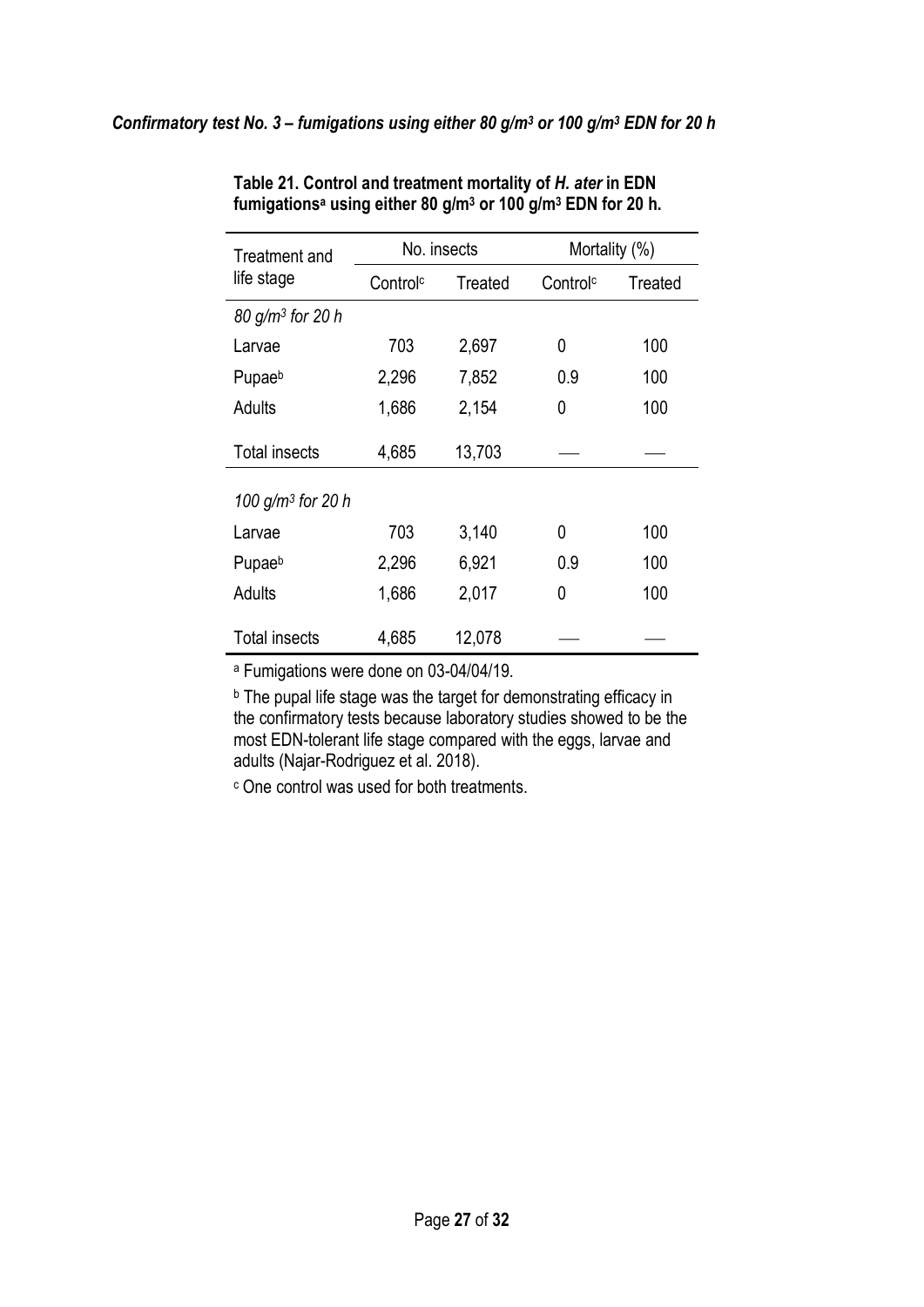***Confirmatory test No. 3 – fumigations using either 80 g/m³ or 100 g/m³ EDN for 20 h***

**Table 21. Control and treatment mortality of *H. ater* in EDN fumigations[a] using either 80 g/m³ or 100 g/m³ EDN for 20 h.**

| Treatment and life stage | No. insects | | Mortality (%) | |
|---|---|---|---|---|
| | Control[c] | Treated | Control[c] | Treated |
| *80 g/m³ for 20 h* | | | | |
| Larvae | 703 | 2,697 | 0 | 100 |
| Pupae[b] | 2,296 | 7,852 | 0.9 | 100 |
| Adults | 1,686 | 2,154 | 0 | 100 |
| Total insects | 4,685 | 13,703 | — | — |
| *100 g/m³ for 20 h* | | | | |
| Larvae | 703 | 3,140 | 0 | 100 |
| Pupae[b] | 2,296 | 6,921 | 0.9 | 100 |
| Adults | 1,686 | 2,017 | 0 | 100 |
| Total insects | 4,685 | 12,078 | — | — |

[a] Fumigations were done on 03-04/04/19.

[b] The pupal life stage was the target for demonstrating efficacy in the confirmatory tests because laboratory studies showed to be the most EDN-tolerant life stage compared with the eggs, larvae and adults (Najar-Rodriguez et al. 2018).

[c] One control was used for both treatments.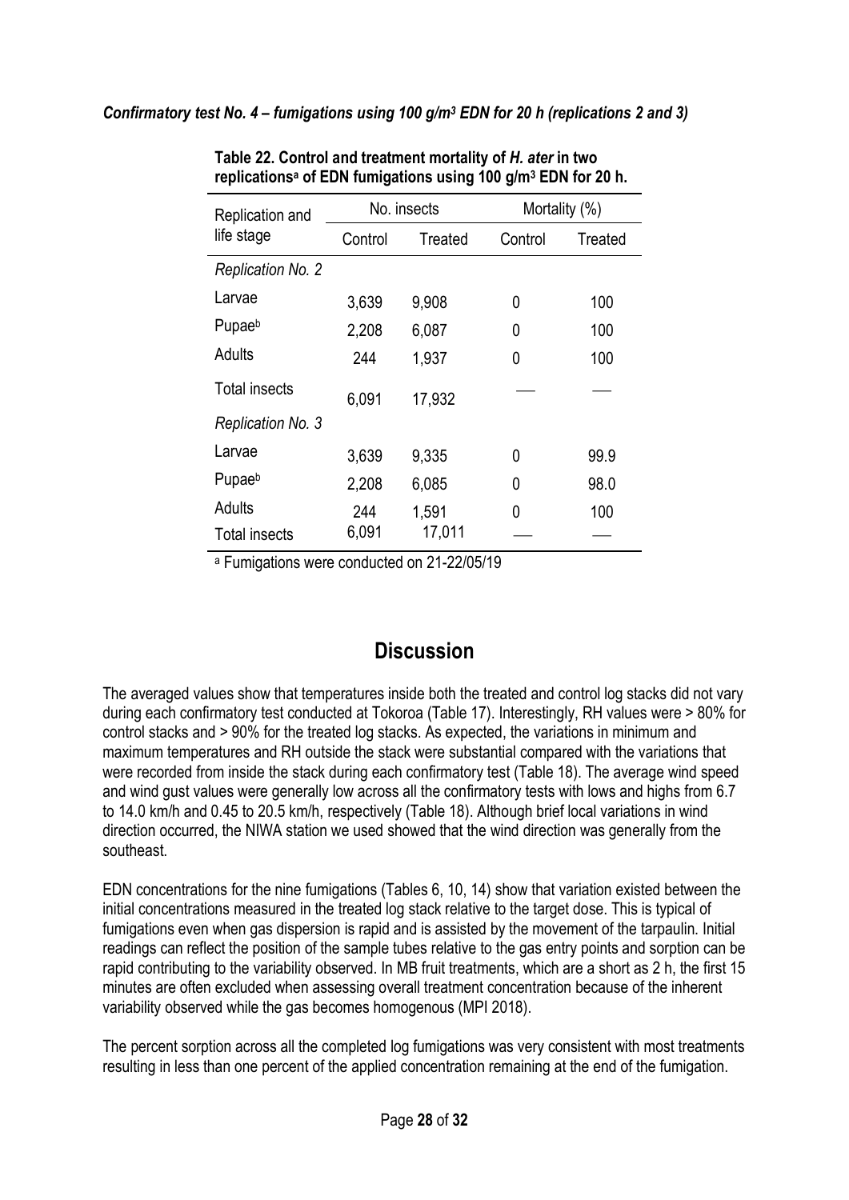***Confirmatory test No. 4 – fumigations using 100 g/m³ EDN for 20 h (replications 2 and 3)***

**Table 22. Control and treatment mortality of *H. ater* in two replications[a] of EDN fumigations using 100 g/m³ EDN for 20 h.**

| Replication and life stage | No. insects | | Mortality (%) | |
|---|---|---|---|---|
| | Control | Treated | Control | Treated |
| *Replication No. 2* | | | | |
| Larvae | 3,639 | 9,908 | 0 | 100 |
| Pupae[b] | 2,208 | 6,087 | 0 | 100 |
| Adults | 244 | 1,937 | 0 | 100 |
| Total insects | 6,091 | 17,932 | — | — |
| *Replication No. 3* | | | | |
| Larvae | 3,639 | 9,335 | 0 | 99.9 |
| Pupae[b] | 2,208 | 6,085 | 0 | 98.0 |
| Adults | 244 | 1,591 | 0 | 100 |
| Total insects | 6,091 | 17,011 | — | — |

[a] Fumigations were conducted on 21-22/05/19

# Discussion

The averaged values show that temperatures inside both the treated and control log stacks did not vary during each confirmatory test conducted at Tokoroa (Table 17). Interestingly, RH values were > 80% for control stacks and > 90% for the treated log stacks. As expected, the variations in minimum and maximum temperatures and RH outside the stack were substantial compared with the variations that were recorded from inside the stack during each confirmatory test (Table 18). The average wind speed and wind gust values were generally low across all the confirmatory tests with lows and highs from 6.7 to 14.0 km/h and 0.45 to 20.5 km/h, respectively (Table 18). Although brief local variations in wind direction occurred, the NIWA station we used showed that the wind direction was generally from the southeast.

EDN concentrations for the nine fumigations (Tables 6, 10, 14) show that variation existed between the initial concentrations measured in the treated log stack relative to the target dose. This is typical of fumigations even when gas dispersion is rapid and is assisted by the movement of the tarpaulin. Initial readings can reflect the position of the sample tubes relative to the gas entry points and sorption can be rapid contributing to the variability observed. In MB fruit treatments, which are a short as 2 h, the first 15 minutes are often excluded when assessing overall treatment concentration because of the inherent variability observed while the gas becomes homogenous (MPI 2018).

The percent sorption across all the completed log fumigations was very consistent with most treatments resulting in less than one percent of the applied concentration remaining at the end of the fumigation.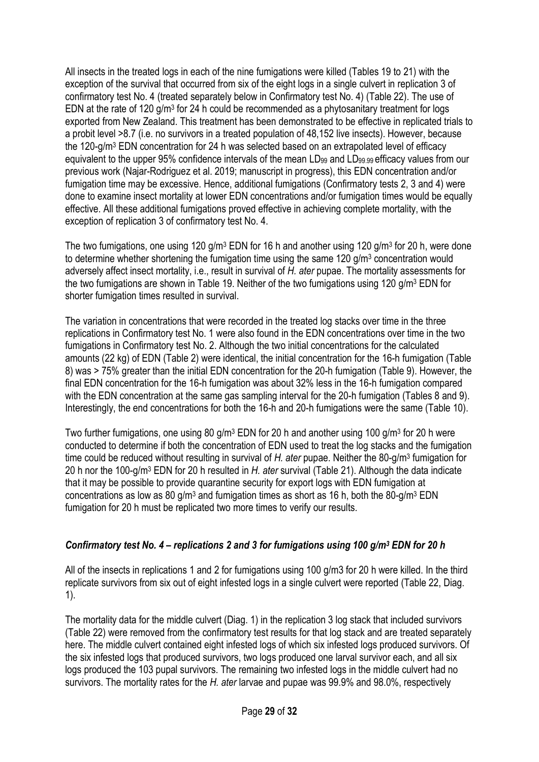All insects in the treated logs in each of the nine fumigations were killed (Tables 19 to 21) with the exception of the survival that occurred from six of the eight logs in a single culvert in replication 3 of confirmatory test No. 4 (treated separately below in Confirmatory test No. 4) (Table 22). The use of EDN at the rate of 120 g/m$^3$ for 24 h could be recommended as a phytosanitary treatment for logs exported from New Zealand. This treatment has been demonstrated to be effective in replicated trials to a probit level >8.7 (i.e. no survivors in a treated population of 48,152 live insects). However, because the 120-g/m$^3$ EDN concentration for 24 h was selected based on an extrapolated level of efficacy equivalent to the upper 95% confidence intervals of the mean $LD_{99}$ and $LD_{99.99}$ efficacy values from our previous work (Najar-Rodriguez et al. 2019; manuscript in progress), this EDN concentration and/or fumigation time may be excessive. Hence, additional fumigations (Confirmatory tests 2, 3 and 4) were done to examine insect mortality at lower EDN concentrations and/or fumigation times would be equally effective. All these additional fumigations proved effective in achieving complete mortality, with the exception of replication 3 of confirmatory test No. 4.

The two fumigations, one using 120 g/m$^3$ EDN for 16 h and another using 120 g/m$^3$ for 20 h, were done to determine whether shortening the fumigation time using the same 120 g/m$^3$ concentration would adversely affect insect mortality, i.e., result in survival of *H. ater* pupae. The mortality assessments for the two fumigations are shown in Table 19. Neither of the two fumigations using 120 g/m$^3$ EDN for shorter fumigation times resulted in survival.

The variation in concentrations that were recorded in the treated log stacks over time in the three replications in Confirmatory test No. 1 were also found in the EDN concentrations over time in the two fumigations in Confirmatory test No. 2. Although the two initial concentrations for the calculated amounts (22 kg) of EDN (Table 2) were identical, the initial concentration for the 16-h fumigation (Table 8) was > 75% greater than the initial EDN concentration for the 20-h fumigation (Table 9). However, the final EDN concentration for the 16-h fumigation was about 32% less in the 16-h fumigation compared with the EDN concentration at the same gas sampling interval for the 20-h fumigation (Tables 8 and 9). Interestingly, the end concentrations for both the 16-h and 20-h fumigations were the same (Table 10).

Two further fumigations, one using 80 g/m$^3$ EDN for 20 h and another using 100 g/m$^3$ for 20 h were conducted to determine if both the concentration of EDN used to treat the log stacks and the fumigation time could be reduced without resulting in survival of *H. ater* pupae. Neither the 80-g/m$^3$ fumigation for 20 h nor the 100-g/m$^3$ EDN for 20 h resulted in *H. ater* survival (Table 21). Although the data indicate that it may be possible to provide quarantine security for export logs with EDN fumigation at concentrations as low as 80 g/m$^3$ and fumigation times as short as 16 h, both the 80-g/m$^3$ EDN fumigation for 20 h must be replicated two more times to verify our results.

### *Confirmatory test No. 4 – replications 2 and 3 for fumigations using 100 g/m$^3$ EDN for 20 h*

All of the insects in replications 1 and 2 for fumigations using 100 g/m3 for 20 h were killed. In the third replicate survivors from six out of eight infested logs in a single culvert were reported (Table 22, Diag. 1).

The mortality data for the middle culvert (Diag. 1) in the replication 3 log stack that included survivors (Table 22) were removed from the confirmatory test results for that log stack and are treated separately here. The middle culvert contained eight infested logs of which six infested logs produced survivors. Of the six infested logs that produced survivors, two logs produced one larval survivor each, and all six logs produced the 103 pupal survivors. The remaining two infested logs in the middle culvert had no survivors. The mortality rates for the *H. ater* larvae and pupae was 99.9% and 98.0%, respectively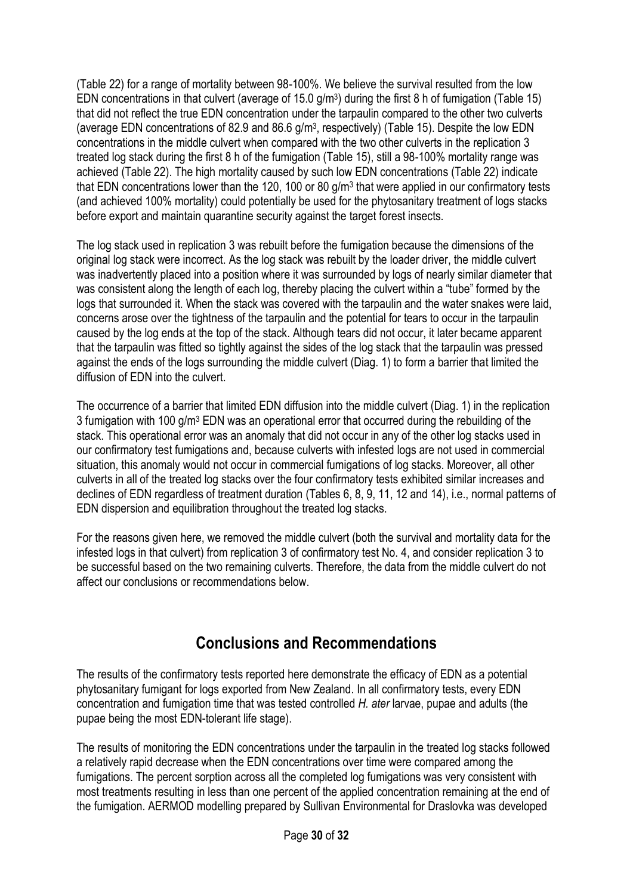(Table 22) for a range of mortality between 98-100%. We believe the survival resulted from the low EDN concentrations in that culvert (average of 15.0 g/m$^3$) during the first 8 h of fumigation (Table 15) that did not reflect the true EDN concentration under the tarpaulin compared to the other two culverts (average EDN concentrations of 82.9 and 86.6 g/m$^3$, respectively) (Table 15). Despite the low EDN concentrations in the middle culvert when compared with the two other culverts in the replication 3 treated log stack during the first 8 h of the fumigation (Table 15), still a 98-100% mortality range was achieved (Table 22). The high mortality caused by such low EDN concentrations (Table 22) indicate that EDN concentrations lower than the 120, 100 or 80 g/m$^3$ that were applied in our confirmatory tests (and achieved 100% mortality) could potentially be used for the phytosanitary treatment of logs stacks before export and maintain quarantine security against the target forest insects.

The log stack used in replication 3 was rebuilt before the fumigation because the dimensions of the original log stack were incorrect. As the log stack was rebuilt by the loader driver, the middle culvert was inadvertently placed into a position where it was surrounded by logs of nearly similar diameter that was consistent along the length of each log, thereby placing the culvert within a "tube" formed by the logs that surrounded it. When the stack was covered with the tarpaulin and the water snakes were laid, concerns arose over the tightness of the tarpaulin and the potential for tears to occur in the tarpaulin caused by the log ends at the top of the stack. Although tears did not occur, it later became apparent that the tarpaulin was fitted so tightly against the sides of the log stack that the tarpaulin was pressed against the ends of the logs surrounding the middle culvert (Diag. 1) to form a barrier that limited the diffusion of EDN into the culvert.

The occurrence of a barrier that limited EDN diffusion into the middle culvert (Diag. 1) in the replication 3 fumigation with 100 g/m$^3$ EDN was an operational error that occurred during the rebuilding of the stack. This operational error was an anomaly that did not occur in any of the other log stacks used in our confirmatory test fumigations and, because culverts with infested logs are not used in commercial situation, this anomaly would not occur in commercial fumigations of log stacks. Moreover, all other culverts in all of the treated log stacks over the four confirmatory tests exhibited similar increases and declines of EDN regardless of treatment duration (Tables 6, 8, 9, 11, 12 and 14), i.e., normal patterns of EDN dispersion and equilibration throughout the treated log stacks.

For the reasons given here, we removed the middle culvert (both the survival and mortality data for the infested logs in that culvert) from replication 3 of confirmatory test No. 4, and consider replication 3 to be successful based on the two remaining culverts. Therefore, the data from the middle culvert do not affect our conclusions or recommendations below.

## Conclusions and Recommendations

The results of the confirmatory tests reported here demonstrate the efficacy of EDN as a potential phytosanitary fumigant for logs exported from New Zealand. In all confirmatory tests, every EDN concentration and fumigation time that was tested controlled *H. ater* larvae, pupae and adults (the pupae being the most EDN-tolerant life stage).

The results of monitoring the EDN concentrations under the tarpaulin in the treated log stacks followed a relatively rapid decrease when the EDN concentrations over time were compared among the fumigations. The percent sorption across all the completed log fumigations was very consistent with most treatments resulting in less than one percent of the applied concentration remaining at the end of the fumigation. AERMOD modelling prepared by Sullivan Environmental for Draslovka was developed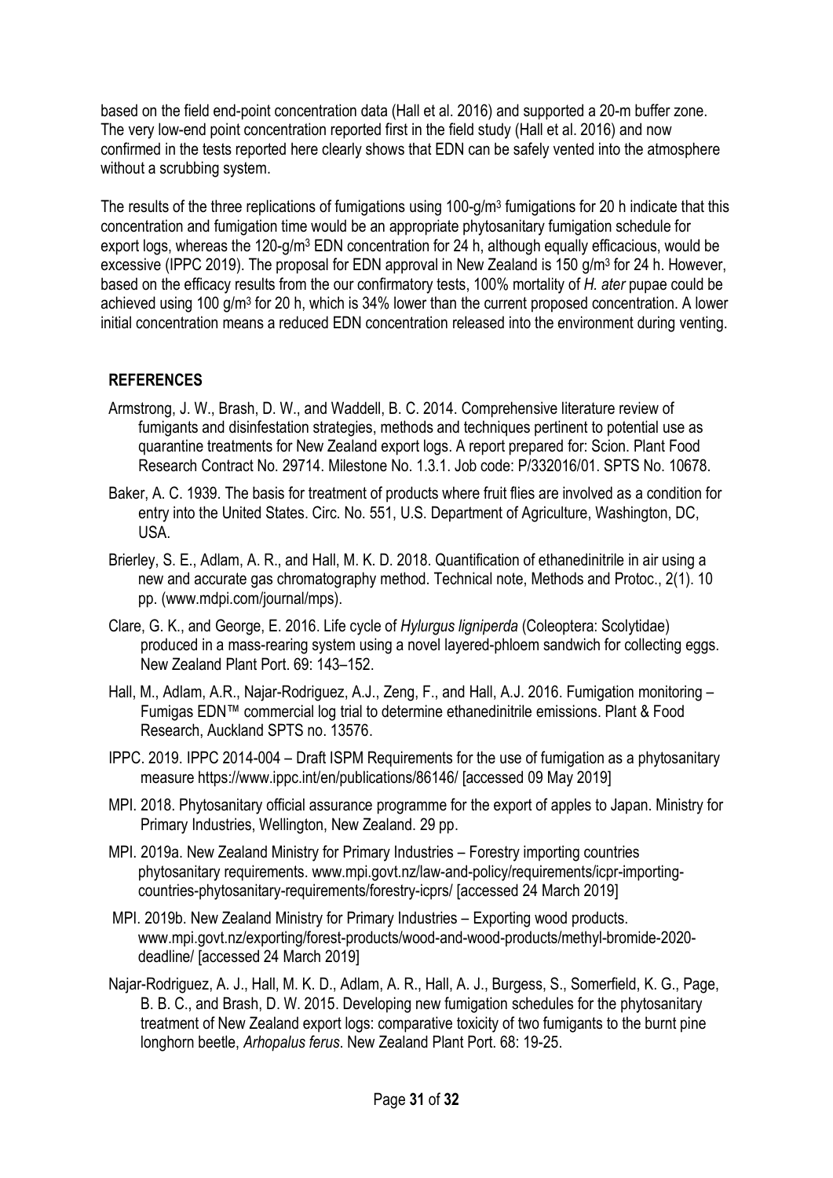based on the field end-point concentration data (Hall et al. 2016) and supported a 20-m buffer zone. The very low-end point concentration reported first in the field study (Hall et al. 2016) and now confirmed in the tests reported here clearly shows that EDN can be safely vented into the atmosphere without a scrubbing system.

The results of the three replications of fumigations using 100-g/m$^3$ fumigations for 20 h indicate that this concentration and fumigation time would be an appropriate phytosanitary fumigation schedule for export logs, whereas the 120-g/m$^3$ EDN concentration for 24 h, although equally efficacious, would be excessive (IPPC 2019). The proposal for EDN approval in New Zealand is 150 g/m$^3$ for 24 h. However, based on the efficacy results from the our confirmatory tests, 100% mortality of *H. ater* pupae could be achieved using 100 g/m$^3$ for 20 h, which is 34% lower than the current proposed concentration. A lower initial concentration means a reduced EDN concentration released into the environment during venting.

## REFERENCES

Armstrong, J. W., Brash, D. W., and Waddell, B. C. 2014. Comprehensive literature review of fumigants and disinfestation strategies, methods and techniques pertinent to potential use as quarantine treatments for New Zealand export logs. A report prepared for: Scion. Plant Food Research Contract No. 29714. Milestone No. 1.3.1. Job code: P/332016/01. SPTS No. 10678.

Baker, A. C. 1939. The basis for treatment of products where fruit flies are involved as a condition for entry into the United States. Circ. No. 551, U.S. Department of Agriculture, Washington, DC, USA.

Brierley, S. E., Adlam, A. R., and Hall, M. K. D. 2018. Quantification of ethanedinitrile in air using a new and accurate gas chromatography method. Technical note, Methods and Protoc., 2(1). 10 pp. (www.mdpi.com/journal/mps).

Clare, G. K., and George, E. 2016. Life cycle of *Hylurgus ligniperda* (Coleoptera: Scolytidae) produced in a mass-rearing system using a novel layered-phloem sandwich for collecting eggs. New Zealand Plant Port. 69: 143–152.

Hall, M., Adlam, A.R., Najar-Rodriguez, A.J., Zeng, F., and Hall, A.J. 2016. Fumigation monitoring – Fumigas EDN™ commercial log trial to determine ethanedinitrile emissions. Plant & Food Research, Auckland SPTS no. 13576.

IPPC. 2019. IPPC 2014-004 – Draft ISPM Requirements for the use of fumigation as a phytosanitary measure https://www.ippc.int/en/publications/86146/ [accessed 09 May 2019]

MPI. 2018. Phytosanitary official assurance programme for the export of apples to Japan. Ministry for Primary Industries, Wellington, New Zealand. 29 pp.

MPI. 2019a. New Zealand Ministry for Primary Industries – Forestry importing countries phytosanitary requirements. www.mpi.govt.nz/law-and-policy/requirements/icpr-importing-countries-phytosanitary-requirements/forestry-icprs/ [accessed 24 March 2019]

MPI. 2019b. New Zealand Ministry for Primary Industries – Exporting wood products. www.mpi.govt.nz/exporting/forest-products/wood-and-wood-products/methyl-bromide-2020-deadline/ [accessed 24 March 2019]

Najar-Rodriguez, A. J., Hall, M. K. D., Adlam, A. R., Hall, A. J., Burgess, S., Somerfield, K. G., Page, B. B. C., and Brash, D. W. 2015. Developing new fumigation schedules for the phytosanitary treatment of New Zealand export logs: comparative toxicity of two fumigants to the burnt pine longhorn beetle, *Arhopalus ferus*. New Zealand Plant Port. 68: 19-25.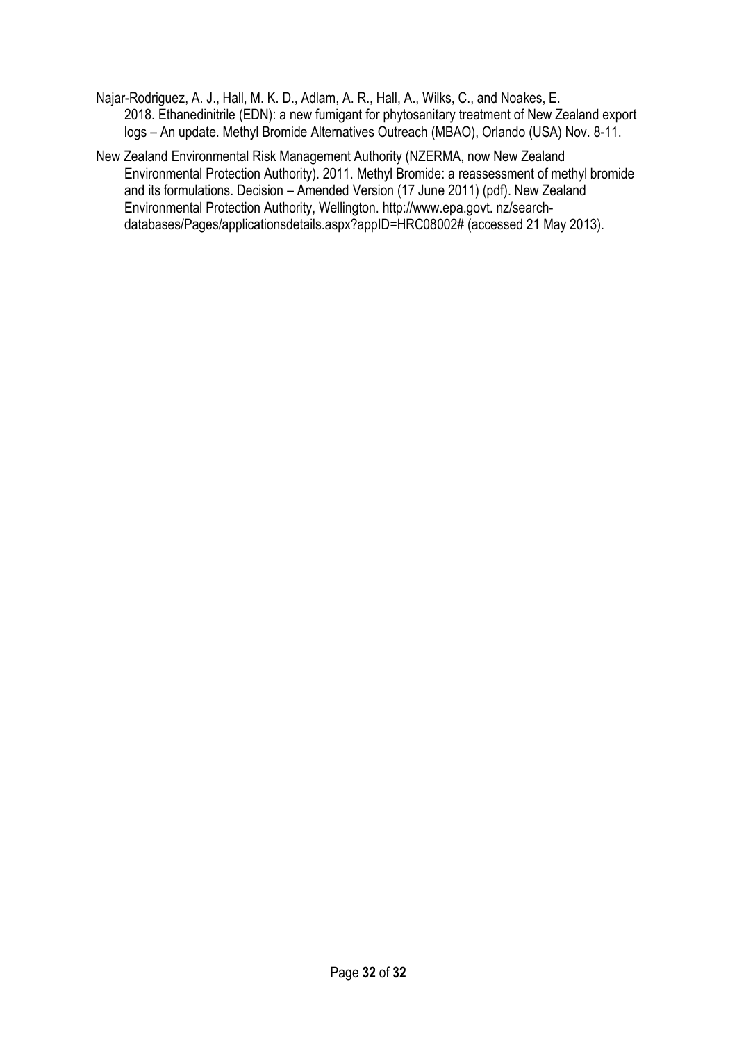Najar-Rodriguez, A. J., Hall, M. K. D., Adlam, A. R., Hall, A., Wilks, C., and Noakes, E. 2018. Ethanedinitrile (EDN): a new fumigant for phytosanitary treatment of New Zealand export logs – An update. Methyl Bromide Alternatives Outreach (MBAO), Orlando (USA) Nov. 8-11.

New Zealand Environmental Risk Management Authority (NZERMA, now New Zealand Environmental Protection Authority). 2011. Methyl Bromide: a reassessment of methyl bromide and its formulations. Decision – Amended Version (17 June 2011) (pdf). New Zealand Environmental Protection Authority, Wellington. http://www.epa.govt. nz/search-databases/Pages/applicationsdetails.aspx?appID=HRC08002# (accessed 21 May 2013).